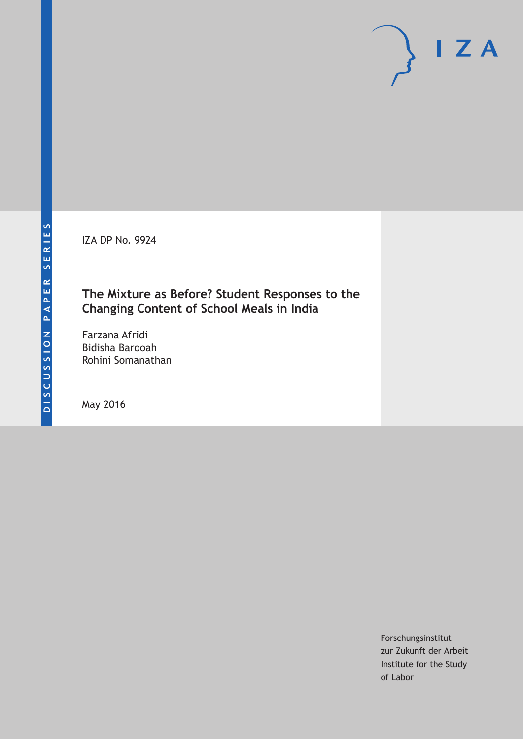DISCUSSION PAPER SERIES

IZA DP No. 9924

# The Mixture as Before? Student Responses to the Changing Content of School Meals in India

Farzana Afridi
Bidisha Barooah
Rohini Somanathan

May 2016

Forschungsinstitut
zur Zukunft der Arbeit
Institute for the Study
of Labor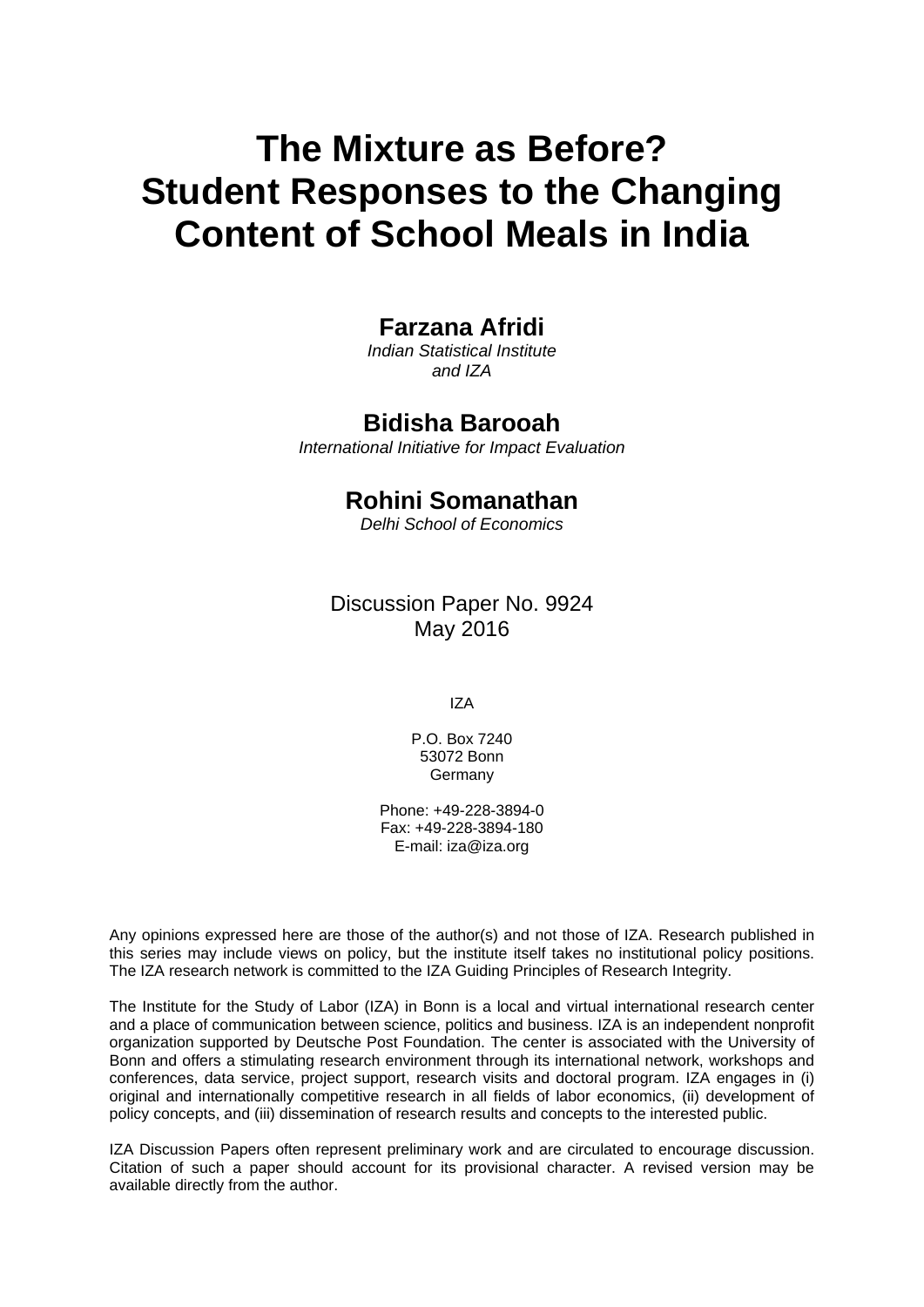# The Mixture as Before? Student Responses to the Changing Content of School Meals in India

## Farzana Afridi

*Indian Statistical Institute and IZA*

## Bidisha Barooah

*International Initiative for Impact Evaluation*

## Rohini Somanathan

*Delhi School of Economics*

Discussion Paper No. 9924
May 2016

IZA

P.O. Box 7240
53072 Bonn
Germany

Phone: +49-228-3894-0
Fax: +49-228-3894-180
E-mail: iza@iza.org

Any opinions expressed here are those of the author(s) and not those of IZA. Research published in this series may include views on policy, but the institute itself takes no institutional policy positions. The IZA research network is committed to the IZA Guiding Principles of Research Integrity.

The Institute for the Study of Labor (IZA) in Bonn is a local and virtual international research center and a place of communication between science, politics and business. IZA is an independent nonprofit organization supported by Deutsche Post Foundation. The center is associated with the University of Bonn and offers a stimulating research environment through its international network, workshops and conferences, data service, project support, research visits and doctoral program. IZA engages in (i) original and internationally competitive research in all fields of labor economics, (ii) development of policy concepts, and (iii) dissemination of research results and concepts to the interested public.

IZA Discussion Papers often represent preliminary work and are circulated to encourage discussion. Citation of such a paper should account for its provisional character. A revised version may be available directly from the author.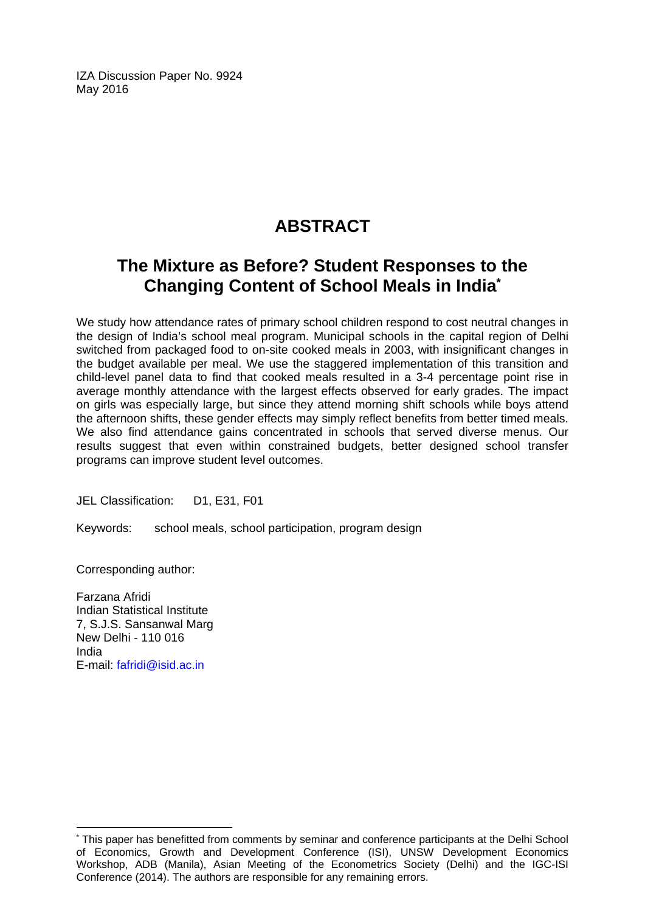IZA Discussion Paper No. 9924
May 2016

# ABSTRACT

## The Mixture as Before? Student Responses to the Changing Content of School Meals in India[*]

We study how attendance rates of primary school children respond to cost neutral changes in the design of India's school meal program. Municipal schools in the capital region of Delhi switched from packaged food to on-site cooked meals in 2003, with insignificant changes in the budget available per meal. We use the staggered implementation of this transition and child-level panel data to find that cooked meals resulted in a 3-4 percentage point rise in average monthly attendance with the largest effects observed for early grades. The impact on girls was especially large, but since they attend morning shift schools while boys attend the afternoon shifts, these gender effects may simply reflect benefits from better timed meals. We also find attendance gains concentrated in schools that served diverse menus. Our results suggest that even within constrained budgets, better designed school transfer programs can improve student level outcomes.

JEL Classification: D1, E31, F01

Keywords: school meals, school participation, program design

Corresponding author:

Farzana Afridi
Indian Statistical Institute
7, S.J.S. Sansanwal Marg
New Delhi - 110 016
India
E-mail: fafridi@isid.ac.in

---

[*] This paper has benefitted from comments by seminar and conference participants at the Delhi School of Economics, Growth and Development Conference (ISI), UNSW Development Economics Workshop, ADB (Manila), Asian Meeting of the Econometrics Society (Delhi) and the IGC-ISI Conference (2014). The authors are responsible for any remaining errors.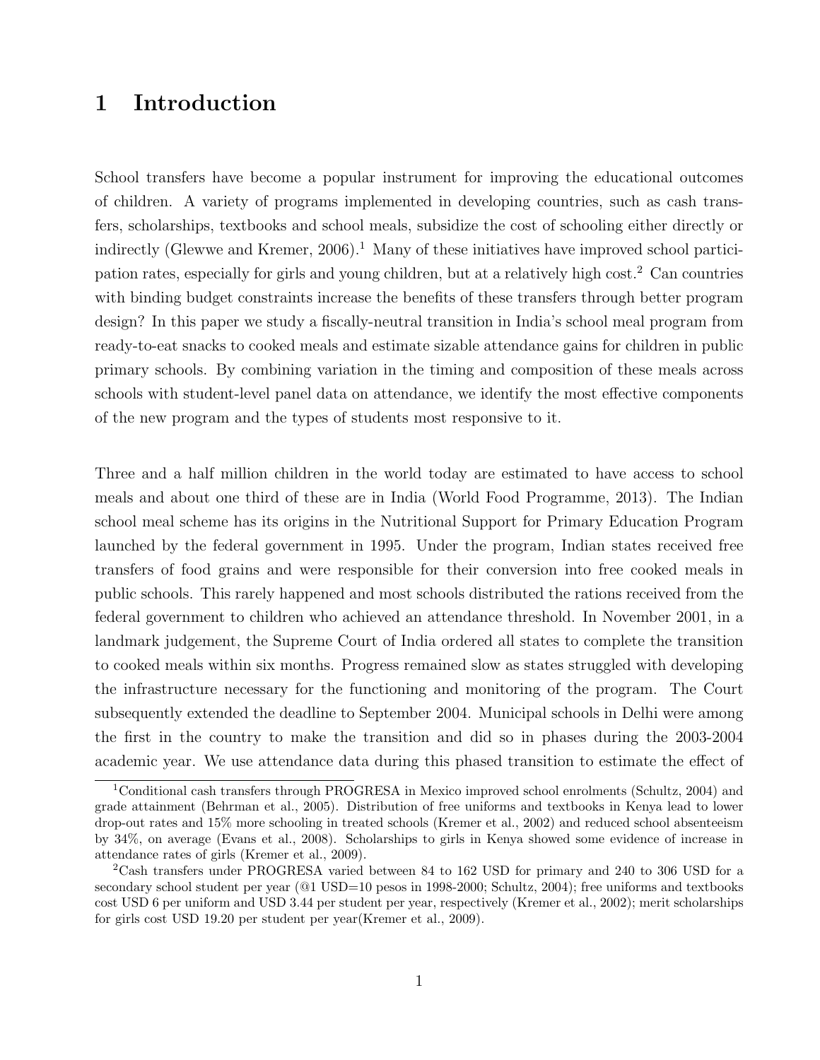# 1 Introduction

School transfers have become a popular instrument for improving the educational outcomes of children. A variety of programs implemented in developing countries, such as cash transfers, scholarships, textbooks and school meals, subsidize the cost of schooling either directly or indirectly (Glewwe and Kremer, 2006).[1] Many of these initiatives have improved school participation rates, especially for girls and young children, but at a relatively high cost.[2] Can countries with binding budget constraints increase the benefits of these transfers through better program design? In this paper we study a fiscally-neutral transition in India's school meal program from ready-to-eat snacks to cooked meals and estimate sizable attendance gains for children in public primary schools. By combining variation in the timing and composition of these meals across schools with student-level panel data on attendance, we identify the most effective components of the new program and the types of students most responsive to it.

Three and a half million children in the world today are estimated to have access to school meals and about one third of these are in India (World Food Programme, 2013). The Indian school meal scheme has its origins in the Nutritional Support for Primary Education Program launched by the federal government in 1995. Under the program, Indian states received free transfers of food grains and were responsible for their conversion into free cooked meals in public schools. This rarely happened and most schools distributed the rations received from the federal government to children who achieved an attendance threshold. In November 2001, in a landmark judgement, the Supreme Court of India ordered all states to complete the transition to cooked meals within six months. Progress remained slow as states struggled with developing the infrastructure necessary for the functioning and monitoring of the program. The Court subsequently extended the deadline to September 2004. Municipal schools in Delhi were among the first in the country to make the transition and did so in phases during the 2003-2004 academic year. We use attendance data during this phased transition to estimate the effect of

[1] Conditional cash transfers through PROGRESA in Mexico improved school enrolments (Schultz, 2004) and grade attainment (Behrman et al., 2005). Distribution of free uniforms and textbooks in Kenya lead to lower drop-out rates and 15% more schooling in treated schools (Kremer et al., 2002) and reduced school absenteeism by 34%, on average (Evans et al., 2008). Scholarships to girls in Kenya showed some evidence of increase in attendance rates of girls (Kremer et al., 2009).

[2] Cash transfers under PROGRESA varied between 84 to 162 USD for primary and 240 to 306 USD for a secondary school student per year (@1 USD=10 pesos in 1998-2000; Schultz, 2004); free uniforms and textbooks cost USD 6 per uniform and USD 3.44 per student per year, respectively (Kremer et al., 2002); merit scholarships for girls cost USD 19.20 per student per year(Kremer et al., 2009).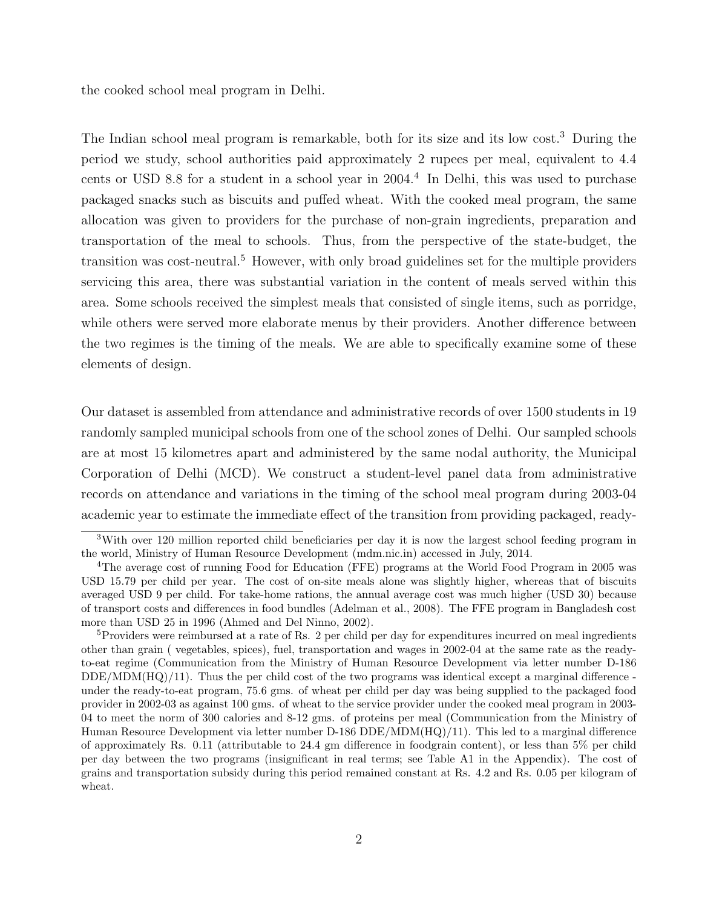the cooked school meal program in Delhi.

The Indian school meal program is remarkable, both for its size and its low cost.[3] During the period we study, school authorities paid approximately 2 rupees per meal, equivalent to 4.4 cents or USD 8.8 for a student in a school year in 2004.[4] In Delhi, this was used to purchase packaged snacks such as biscuits and puffed wheat. With the cooked meal program, the same allocation was given to providers for the purchase of non-grain ingredients, preparation and transportation of the meal to schools. Thus, from the perspective of the state-budget, the transition was cost-neutral.[5] However, with only broad guidelines set for the multiple providers servicing this area, there was substantial variation in the content of meals served within this area. Some schools received the simplest meals that consisted of single items, such as porridge, while others were served more elaborate menus by their providers. Another difference between the two regimes is the timing of the meals. We are able to specifically examine some of these elements of design.

Our dataset is assembled from attendance and administrative records of over 1500 students in 19 randomly sampled municipal schools from one of the school zones of Delhi. Our sampled schools are at most 15 kilometres apart and administered by the same nodal authority, the Municipal Corporation of Delhi (MCD). We construct a student-level panel data from administrative records on attendance and variations in the timing of the school meal program during 2003-04 academic year to estimate the immediate effect of the transition from providing packaged, ready-

[3]With over 120 million reported child beneficiaries per day it is now the largest school feeding program in the world, Ministry of Human Resource Development (mdm.nic.in) accessed in July, 2014.

[4]The average cost of running Food for Education (FFE) programs at the World Food Program in 2005 was USD 15.79 per child per year. The cost of on-site meals alone was slightly higher, whereas that of biscuits averaged USD 9 per child. For take-home rations, the annual average cost was much higher (USD 30) because of transport costs and differences in food bundles (Adelman et al., 2008). The FFE program in Bangladesh cost more than USD 25 in 1996 (Ahmed and Del Ninno, 2002).

[5]Providers were reimbursed at a rate of Rs. 2 per child per day for expenditures incurred on meal ingredients other than grain ( vegetables, spices), fuel, transportation and wages in 2002-04 at the same rate as the ready-to-eat regime (Communication from the Ministry of Human Resource Development via letter number D-186 DDE/MDM(HQ)/11). Thus the per child cost of the two programs was identical except a marginal difference - under the ready-to-eat program, 75.6 gms. of wheat per child per day was being supplied to the packaged food provider in 2002-03 as against 100 gms. of wheat to the service provider under the cooked meal program in 2003-04 to meet the norm of 300 calories and 8-12 gms. of proteins per meal (Communication from the Ministry of Human Resource Development via letter number D-186 DDE/MDM(HQ)/11). This led to a marginal difference of approximately Rs. 0.11 (attributable to 24.4 gm difference in foodgrain content), or less than 5% per child per day between the two programs (insignificant in real terms; see Table A1 in the Appendix). The cost of grains and transportation subsidy during this period remained constant at Rs. 4.2 and Rs. 0.05 per kilogram of wheat.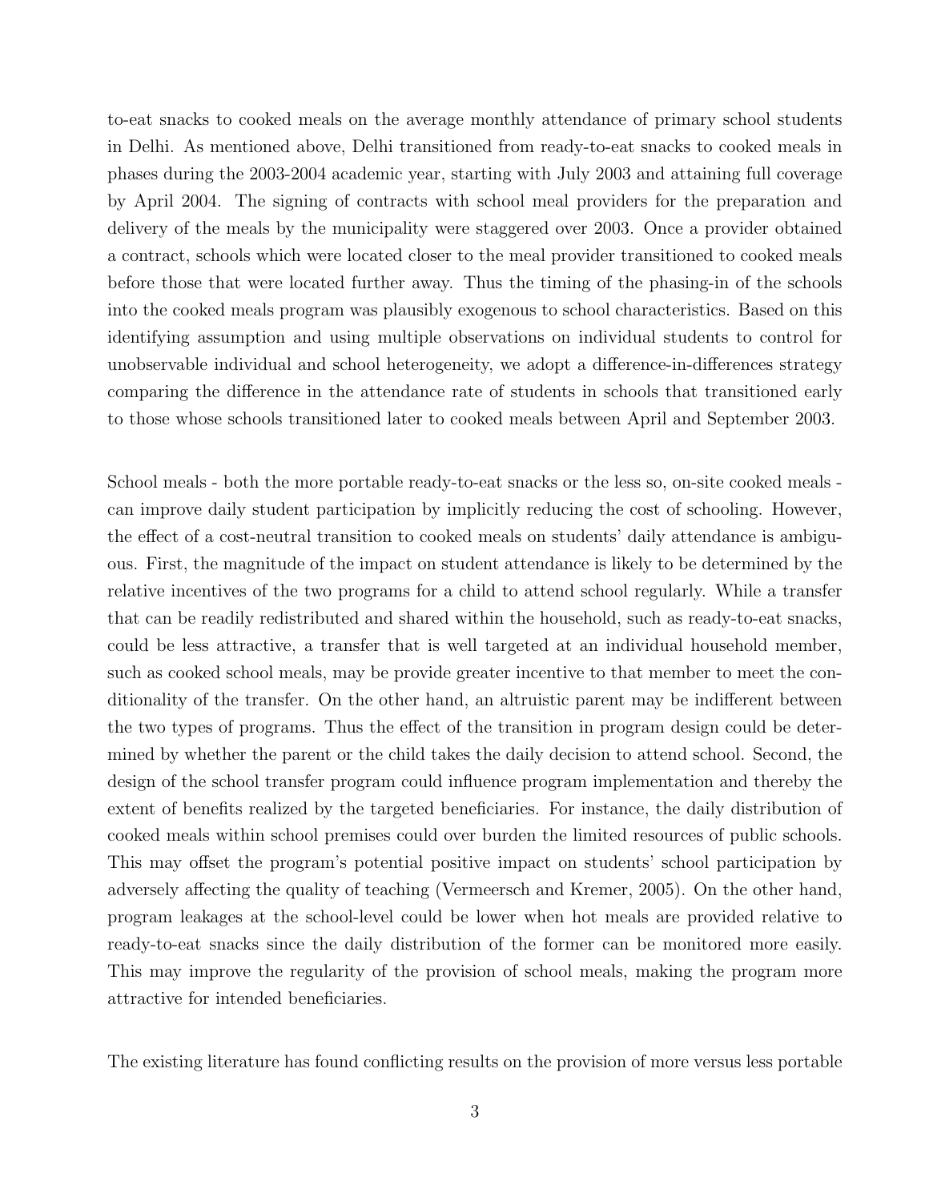to-eat snacks to cooked meals on the average monthly attendance of primary school students in Delhi. As mentioned above, Delhi transitioned from ready-to-eat snacks to cooked meals in phases during the 2003-2004 academic year, starting with July 2003 and attaining full coverage by April 2004. The signing of contracts with school meal providers for the preparation and delivery of the meals by the municipality were staggered over 2003. Once a provider obtained a contract, schools which were located closer to the meal provider transitioned to cooked meals before those that were located further away. Thus the timing of the phasing-in of the schools into the cooked meals program was plausibly exogenous to school characteristics. Based on this identifying assumption and using multiple observations on individual students to control for unobservable individual and school heterogeneity, we adopt a difference-in-differences strategy comparing the difference in the attendance rate of students in schools that transitioned early to those whose schools transitioned later to cooked meals between April and September 2003.

School meals - both the more portable ready-to-eat snacks or the less so, on-site cooked meals - can improve daily student participation by implicitly reducing the cost of schooling. However, the effect of a cost-neutral transition to cooked meals on students' daily attendance is ambiguous. First, the magnitude of the impact on student attendance is likely to be determined by the relative incentives of the two programs for a child to attend school regularly. While a transfer that can be readily redistributed and shared within the household, such as ready-to-eat snacks, could be less attractive, a transfer that is well targeted at an individual household member, such as cooked school meals, may be provide greater incentive to that member to meet the conditionality of the transfer. On the other hand, an altruistic parent may be indifferent between the two types of programs. Thus the effect of the transition in program design could be determined by whether the parent or the child takes the daily decision to attend school. Second, the design of the school transfer program could influence program implementation and thereby the extent of benefits realized by the targeted beneficiaries. For instance, the daily distribution of cooked meals within school premises could over burden the limited resources of public schools. This may offset the program's potential positive impact on students' school participation by adversely affecting the quality of teaching (Vermeersch and Kremer, 2005). On the other hand, program leakages at the school-level could be lower when hot meals are provided relative to ready-to-eat snacks since the daily distribution of the former can be monitored more easily. This may improve the regularity of the provision of school meals, making the program more attractive for intended beneficiaries.

The existing literature has found conflicting results on the provision of more versus less portable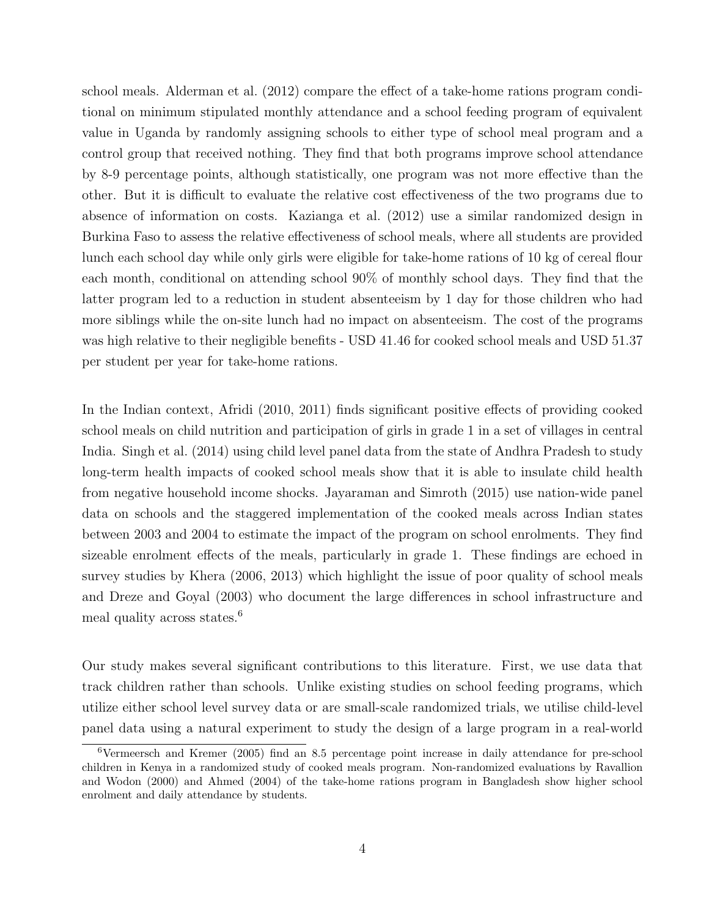school meals. Alderman et al. (2012) compare the effect of a take-home rations program conditional on minimum stipulated monthly attendance and a school feeding program of equivalent value in Uganda by randomly assigning schools to either type of school meal program and a control group that received nothing. They find that both programs improve school attendance by 8-9 percentage points, although statistically, one program was not more effective than the other. But it is difficult to evaluate the relative cost effectiveness of the two programs due to absence of information on costs. Kazianga et al. (2012) use a similar randomized design in Burkina Faso to assess the relative effectiveness of school meals, where all students are provided lunch each school day while only girls were eligible for take-home rations of 10 kg of cereal flour each month, conditional on attending school 90% of monthly school days. They find that the latter program led to a reduction in student absenteeism by 1 day for those children who had more siblings while the on-site lunch had no impact on absenteeism. The cost of the programs was high relative to their negligible benefits - USD 41.46 for cooked school meals and USD 51.37 per student per year for take-home rations.

In the Indian context, Afridi (2010, 2011) finds significant positive effects of providing cooked school meals on child nutrition and participation of girls in grade 1 in a set of villages in central India. Singh et al. (2014) using child level panel data from the state of Andhra Pradesh to study long-term health impacts of cooked school meals show that it is able to insulate child health from negative household income shocks. Jayaraman and Simroth (2015) use nation-wide panel data on schools and the staggered implementation of the cooked meals across Indian states between 2003 and 2004 to estimate the impact of the program on school enrolments. They find sizeable enrolment effects of the meals, particularly in grade 1. These findings are echoed in survey studies by Khera (2006, 2013) which highlight the issue of poor quality of school meals and Dreze and Goyal (2003) who document the large differences in school infrastructure and meal quality across states.[6]

Our study makes several significant contributions to this literature. First, we use data that track children rather than schools. Unlike existing studies on school feeding programs, which utilize either school level survey data or are small-scale randomized trials, we utilise child-level panel data using a natural experiment to study the design of a large program in a real-world

[6]Vermeersch and Kremer (2005) find an 8.5 percentage point increase in daily attendance for pre-school children in Kenya in a randomized study of cooked meals program. Non-randomized evaluations by Ravallion and Wodon (2000) and Ahmed (2004) of the take-home rations program in Bangladesh show higher school enrolment and daily attendance by students.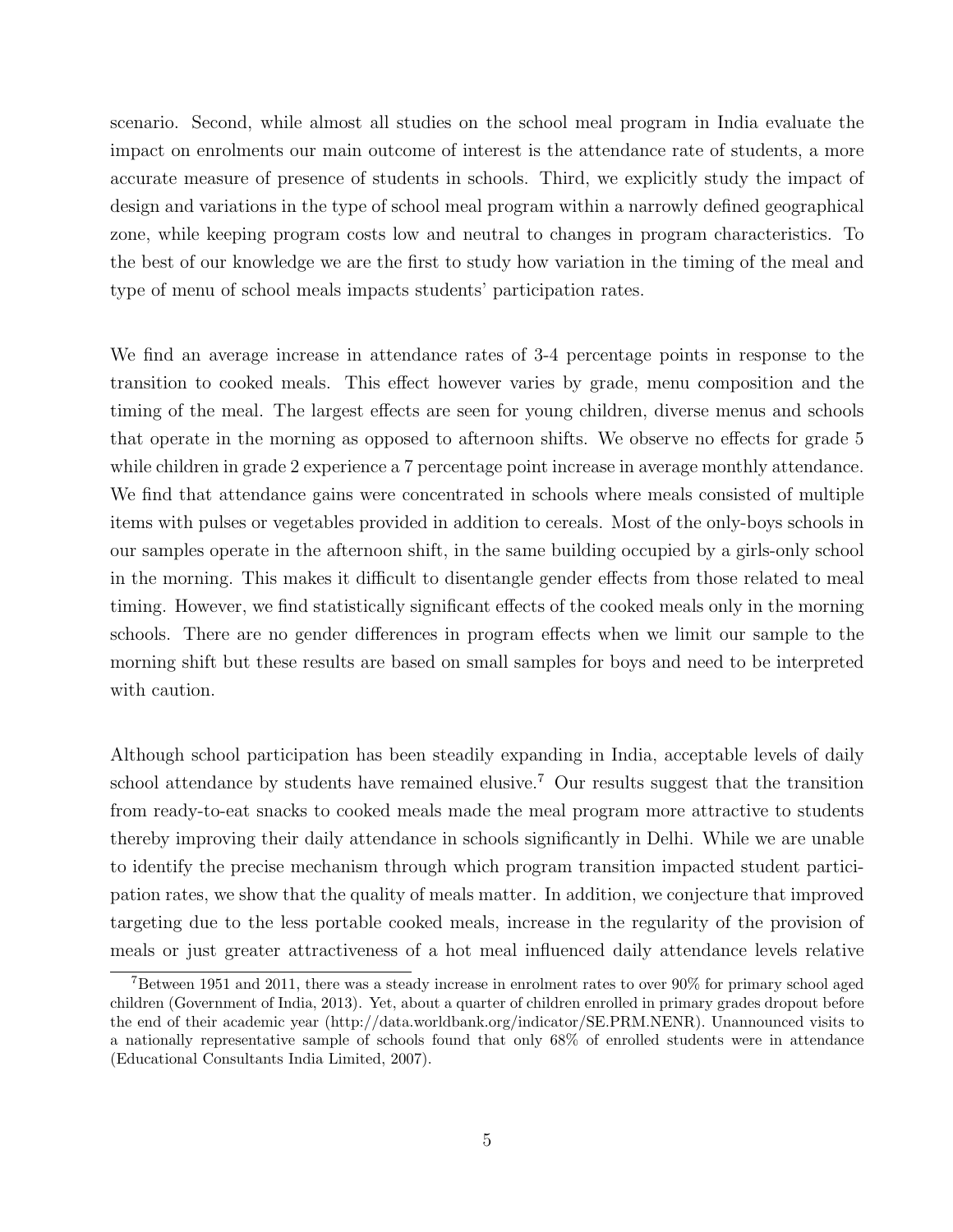scenario. Second, while almost all studies on the school meal program in India evaluate the impact on enrolments our main outcome of interest is the attendance rate of students, a more accurate measure of presence of students in schools. Third, we explicitly study the impact of design and variations in the type of school meal program within a narrowly defined geographical zone, while keeping program costs low and neutral to changes in program characteristics. To the best of our knowledge we are the first to study how variation in the timing of the meal and type of menu of school meals impacts students' participation rates.

We find an average increase in attendance rates of 3-4 percentage points in response to the transition to cooked meals. This effect however varies by grade, menu composition and the timing of the meal. The largest effects are seen for young children, diverse menus and schools that operate in the morning as opposed to afternoon shifts. We observe no effects for grade 5 while children in grade 2 experience a 7 percentage point increase in average monthly attendance. We find that attendance gains were concentrated in schools where meals consisted of multiple items with pulses or vegetables provided in addition to cereals. Most of the only-boys schools in our samples operate in the afternoon shift, in the same building occupied by a girls-only school in the morning. This makes it difficult to disentangle gender effects from those related to meal timing. However, we find statistically significant effects of the cooked meals only in the morning schools. There are no gender differences in program effects when we limit our sample to the morning shift but these results are based on small samples for boys and need to be interpreted with caution.

Although school participation has been steadily expanding in India, acceptable levels of daily school attendance by students have remained elusive.[7] Our results suggest that the transition from ready-to-eat snacks to cooked meals made the meal program more attractive to students thereby improving their daily attendance in schools significantly in Delhi. While we are unable to identify the precise mechanism through which program transition impacted student participation rates, we show that the quality of meals matter. In addition, we conjecture that improved targeting due to the less portable cooked meals, increase in the regularity of the provision of meals or just greater attractiveness of a hot meal influenced daily attendance levels relative

[7] Between 1951 and 2011, there was a steady increase in enrolment rates to over 90% for primary school aged children (Government of India, 2013). Yet, about a quarter of children enrolled in primary grades dropout before the end of their academic year (http://data.worldbank.org/indicator/SE.PRM.NENR). Unannounced visits to a nationally representative sample of schools found that only 68% of enrolled students were in attendance (Educational Consultants India Limited, 2007).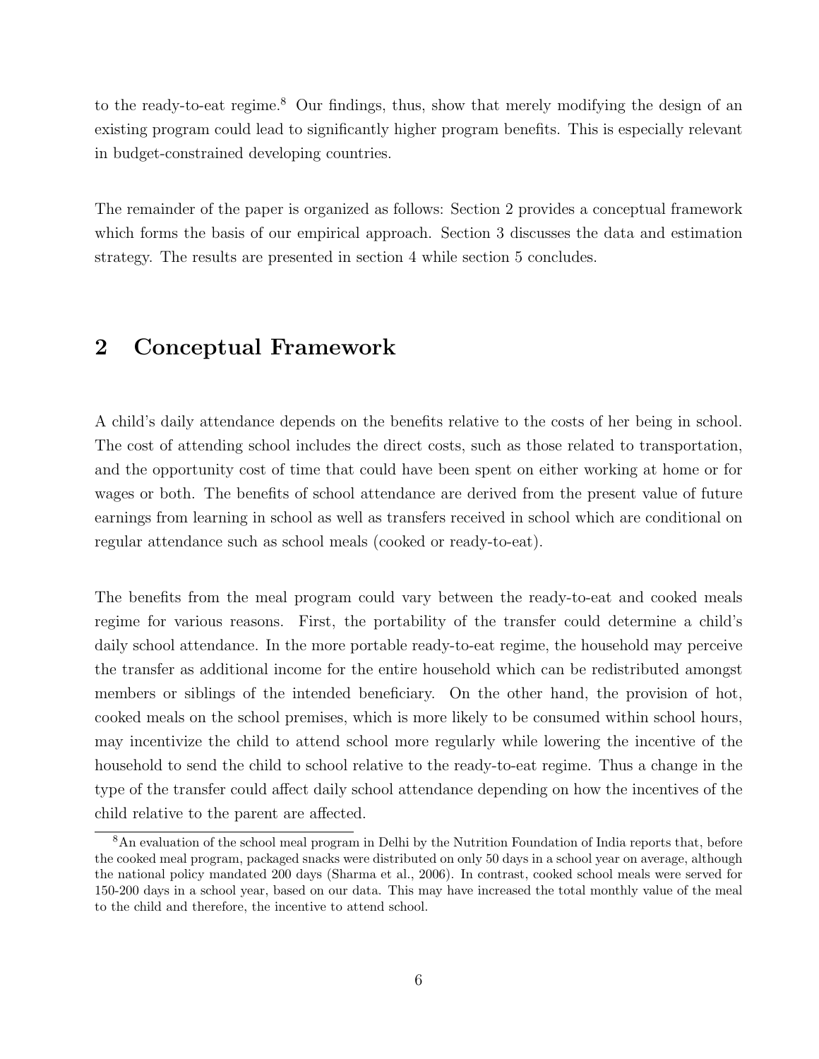to the ready-to-eat regime.[8] Our findings, thus, show that merely modifying the design of an existing program could lead to significantly higher program benefits. This is especially relevant in budget-constrained developing countries.

The remainder of the paper is organized as follows: Section 2 provides a conceptual framework which forms the basis of our empirical approach. Section 3 discusses the data and estimation strategy. The results are presented in section 4 while section 5 concludes.

## 2 Conceptual Framework

A child's daily attendance depends on the benefits relative to the costs of her being in school. The cost of attending school includes the direct costs, such as those related to transportation, and the opportunity cost of time that could have been spent on either working at home or for wages or both. The benefits of school attendance are derived from the present value of future earnings from learning in school as well as transfers received in school which are conditional on regular attendance such as school meals (cooked or ready-to-eat).

The benefits from the meal program could vary between the ready-to-eat and cooked meals regime for various reasons. First, the portability of the transfer could determine a child's daily school attendance. In the more portable ready-to-eat regime, the household may perceive the transfer as additional income for the entire household which can be redistributed amongst members or siblings of the intended beneficiary. On the other hand, the provision of hot, cooked meals on the school premises, which is more likely to be consumed within school hours, may incentivize the child to attend school more regularly while lowering the incentive of the household to send the child to school relative to the ready-to-eat regime. Thus a change in the type of the transfer could affect daily school attendance depending on how the incentives of the child relative to the parent are affected.

[8] An evaluation of the school meal program in Delhi by the Nutrition Foundation of India reports that, before the cooked meal program, packaged snacks were distributed on only 50 days in a school year on average, although the national policy mandated 200 days (Sharma et al., 2006). In contrast, cooked school meals were served for 150-200 days in a school year, based on our data. This may have increased the total monthly value of the meal to the child and therefore, the incentive to attend school.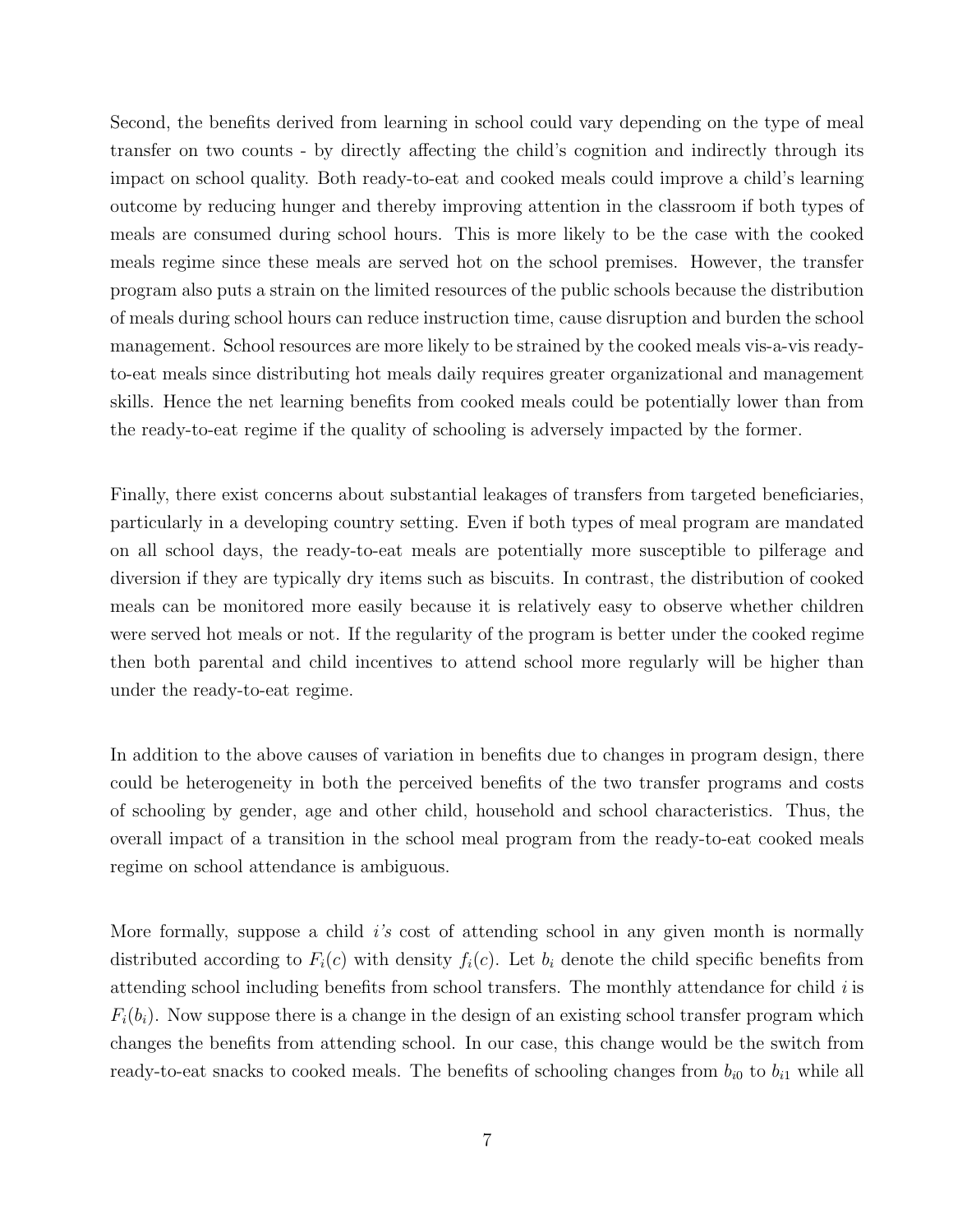Second, the benefits derived from learning in school could vary depending on the type of meal transfer on two counts - by directly affecting the child's cognition and indirectly through its impact on school quality. Both ready-to-eat and cooked meals could improve a child's learning outcome by reducing hunger and thereby improving attention in the classroom if both types of meals are consumed during school hours. This is more likely to be the case with the cooked meals regime since these meals are served hot on the school premises. However, the transfer program also puts a strain on the limited resources of the public schools because the distribution of meals during school hours can reduce instruction time, cause disruption and burden the school management. School resources are more likely to be strained by the cooked meals vis-a-vis ready-to-eat meals since distributing hot meals daily requires greater organizational and management skills. Hence the net learning benefits from cooked meals could be potentially lower than from the ready-to-eat regime if the quality of schooling is adversely impacted by the former.

Finally, there exist concerns about substantial leakages of transfers from targeted beneficiaries, particularly in a developing country setting. Even if both types of meal program are mandated on all school days, the ready-to-eat meals are potentially more susceptible to pilferage and diversion if they are typically dry items such as biscuits. In contrast, the distribution of cooked meals can be monitored more easily because it is relatively easy to observe whether children were served hot meals or not. If the regularity of the program is better under the cooked regime then both parental and child incentives to attend school more regularly will be higher than under the ready-to-eat regime.

In addition to the above causes of variation in benefits due to changes in program design, there could be heterogeneity in both the perceived benefits of the two transfer programs and costs of schooling by gender, age and other child, household and school characteristics. Thus, the overall impact of a transition in the school meal program from the ready-to-eat cooked meals regime on school attendance is ambiguous.

More formally, suppose a child *i's* cost of attending school in any given month is normally distributed according to $F_i(c)$ with density $f_i(c)$. Let $b_i$ denote the child specific benefits from attending school including benefits from school transfers. The monthly attendance for child $i$ is $F_i(b_i)$. Now suppose there is a change in the design of an existing school transfer program which changes the benefits from attending school. In our case, this change would be the switch from ready-to-eat snacks to cooked meals. The benefits of schooling changes from $b_{i0}$ to $b_{i1}$ while all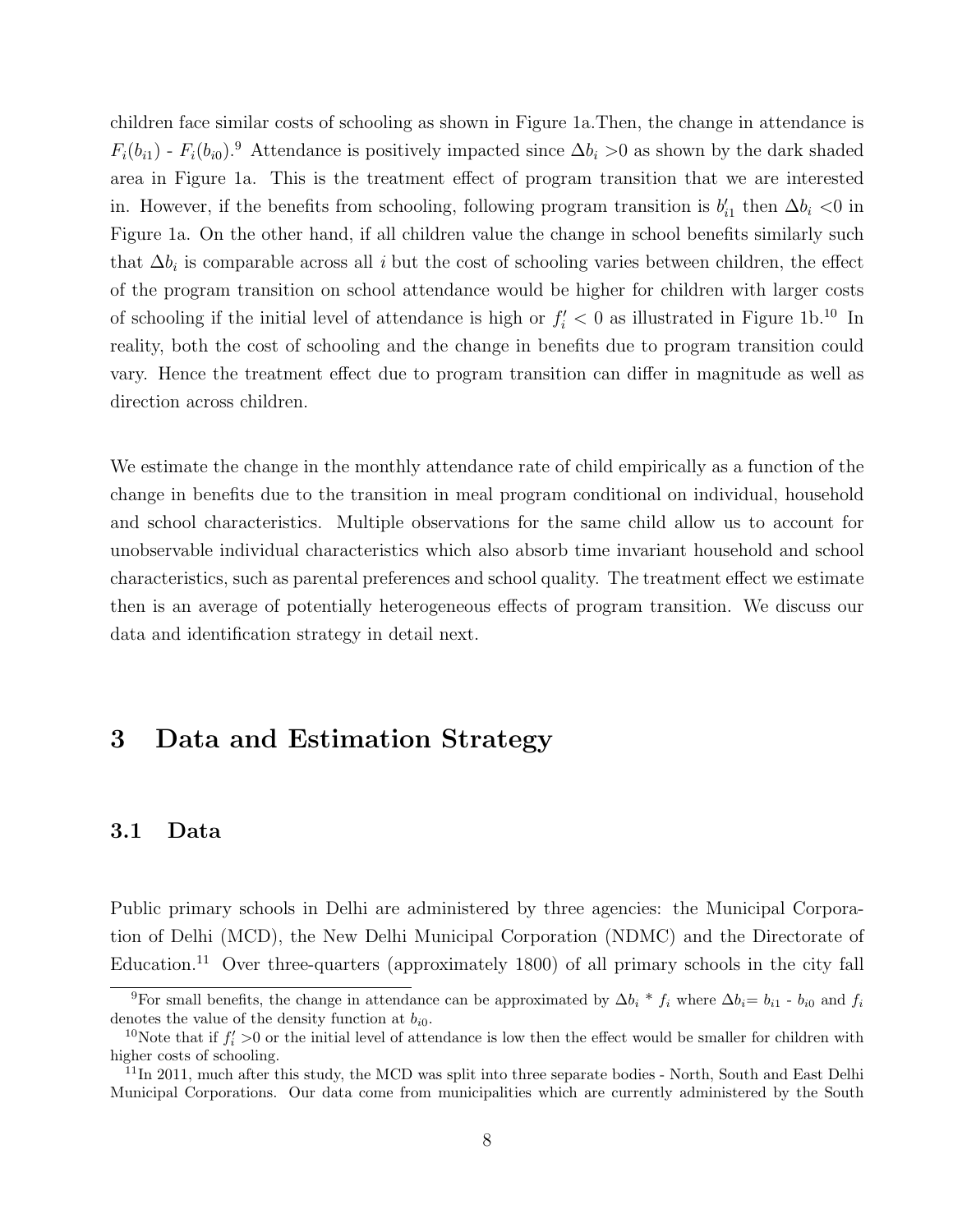children face similar costs of schooling as shown in Figure 1a.Then, the change in attendance is $F_i(b_{i1})$ - $F_i(b_{i0})$.[9] Attendance is positively impacted since $\Delta b_i > 0$ as shown by the dark shaded area in Figure 1a. This is the treatment effect of program transition that we are interested in. However, if the benefits from schooling, following program transition is $b'_{i1}$ then $\Delta b_i < 0$ in Figure 1a. On the other hand, if all children value the change in school benefits similarly such that $\Delta b_i$ is comparable across all $i$ but the cost of schooling varies between children, the effect of the program transition on school attendance would be higher for children with larger costs of schooling if the initial level of attendance is high or $f'_i < 0$ as illustrated in Figure 1b.[10] In reality, both the cost of schooling and the change in benefits due to program transition could vary. Hence the treatment effect due to program transition can differ in magnitude as well as direction across children.

We estimate the change in the monthly attendance rate of child empirically as a function of the change in benefits due to the transition in meal program conditional on individual, household and school characteristics. Multiple observations for the same child allow us to account for unobservable individual characteristics which also absorb time invariant household and school characteristics, such as parental preferences and school quality. The treatment effect we estimate then is an average of potentially heterogeneous effects of program transition. We discuss our data and identification strategy in detail next.

# 3 Data and Estimation Strategy

## 3.1 Data

Public primary schools in Delhi are administered by three agencies: the Municipal Corporation of Delhi (MCD), the New Delhi Municipal Corporation (NDMC) and the Directorate of Education.[11] Over three-quarters (approximately 1800) of all primary schools in the city fall

---

[9] For small benefits, the change in attendance can be approximated by $\Delta b_i * f_i$ where $\Delta b_i = b_{i1} - b_{i0}$ and $f_i$ denotes the value of the density function at $b_{i0}$.

[10] Note that if $f'_i > 0$ or the initial level of attendance is low then the effect would be smaller for children with higher costs of schooling.

[11] In 2011, much after this study, the MCD was split into three separate bodies - North, South and East Delhi Municipal Corporations. Our data come from municipalities which are currently administered by the South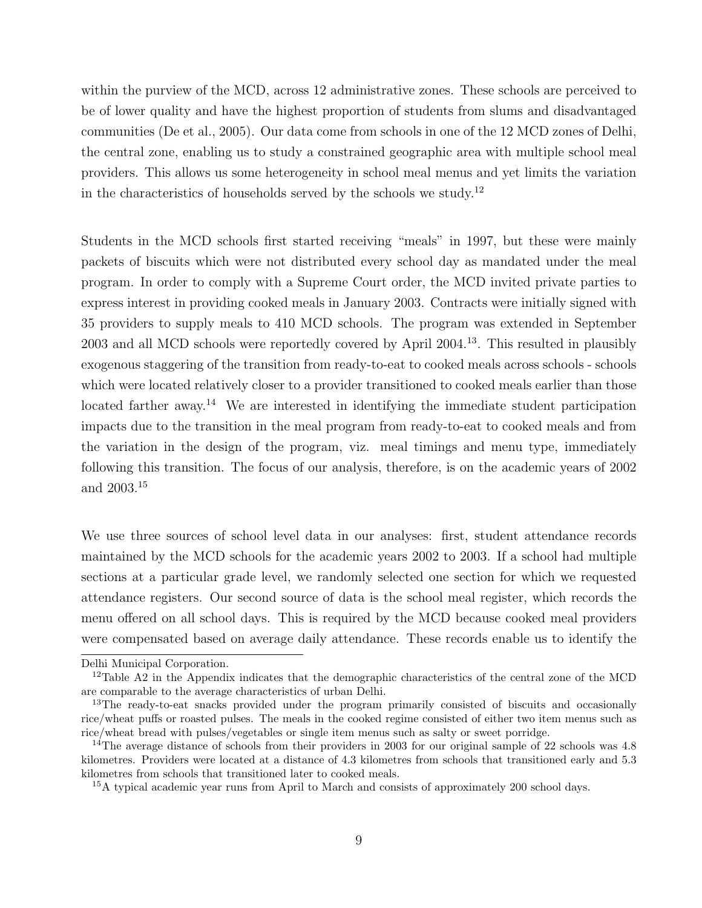within the purview of the MCD, across 12 administrative zones. These schools are perceived to be of lower quality and have the highest proportion of students from slums and disadvantaged communities (De et al., 2005). Our data come from schools in one of the 12 MCD zones of Delhi, the central zone, enabling us to study a constrained geographic area with multiple school meal providers. This allows us some heterogeneity in school meal menus and yet limits the variation in the characteristics of households served by the schools we study.[12]

Students in the MCD schools first started receiving "meals" in 1997, but these were mainly packets of biscuits which were not distributed every school day as mandated under the meal program. In order to comply with a Supreme Court order, the MCD invited private parties to express interest in providing cooked meals in January 2003. Contracts were initially signed with 35 providers to supply meals to 410 MCD schools. The program was extended in September 2003 and all MCD schools were reportedly covered by April 2004.[13]. This resulted in plausibly exogenous staggering of the transition from ready-to-eat to cooked meals across schools - schools which were located relatively closer to a provider transitioned to cooked meals earlier than those located farther away.[14] We are interested in identifying the immediate student participation impacts due to the transition in the meal program from ready-to-eat to cooked meals and from the variation in the design of the program, viz. meal timings and menu type, immediately following this transition. The focus of our analysis, therefore, is on the academic years of 2002 and 2003.[15]

We use three sources of school level data in our analyses: first, student attendance records maintained by the MCD schools for the academic years 2002 to 2003. If a school had multiple sections at a particular grade level, we randomly selected one section for which we requested attendance registers. Our second source of data is the school meal register, which records the menu offered on all school days. This is required by the MCD because cooked meal providers were compensated based on average daily attendance. These records enable us to identify the

Delhi Municipal Corporation.

[12]Table A2 in the Appendix indicates that the demographic characteristics of the central zone of the MCD are comparable to the average characteristics of urban Delhi.

[13]The ready-to-eat snacks provided under the program primarily consisted of biscuits and occasionally rice/wheat puffs or roasted pulses. The meals in the cooked regime consisted of either two item menus such as rice/wheat bread with pulses/vegetables or single item menus such as salty or sweet porridge.

[14]The average distance of schools from their providers in 2003 for our original sample of 22 schools was 4.8 kilometres. Providers were located at a distance of 4.3 kilometres from schools that transitioned early and 5.3 kilometres from schools that transitioned later to cooked meals.

[15]A typical academic year runs from April to March and consists of approximately 200 school days.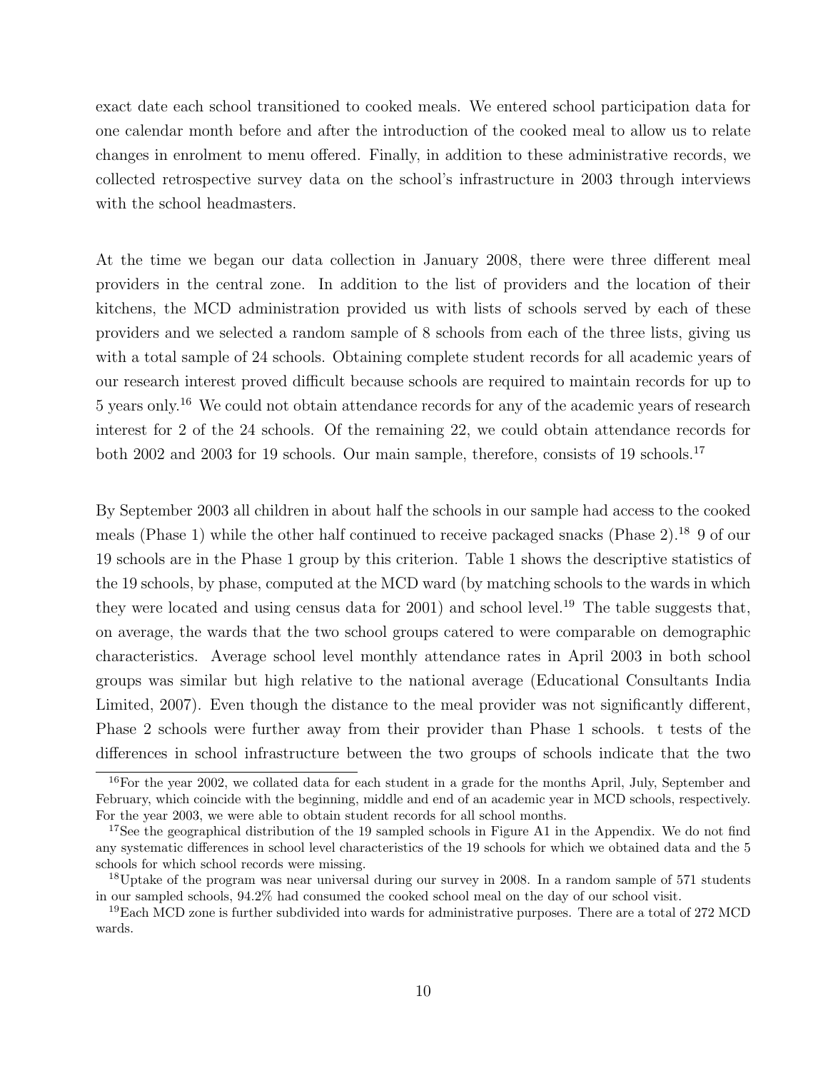exact date each school transitioned to cooked meals. We entered school participation data for one calendar month before and after the introduction of the cooked meal to allow us to relate changes in enrolment to menu offered. Finally, in addition to these administrative records, we collected retrospective survey data on the school's infrastructure in 2003 through interviews with the school headmasters.

At the time we began our data collection in January 2008, there were three different meal providers in the central zone. In addition to the list of providers and the location of their kitchens, the MCD administration provided us with lists of schools served by each of these providers and we selected a random sample of 8 schools from each of the three lists, giving us with a total sample of 24 schools. Obtaining complete student records for all academic years of our research interest proved difficult because schools are required to maintain records for up to 5 years only.[16] We could not obtain attendance records for any of the academic years of research interest for 2 of the 24 schools. Of the remaining 22, we could obtain attendance records for both 2002 and 2003 for 19 schools. Our main sample, therefore, consists of 19 schools.[17]

By September 2003 all children in about half the schools in our sample had access to the cooked meals (Phase 1) while the other half continued to receive packaged snacks (Phase 2).[18] 9 of our 19 schools are in the Phase 1 group by this criterion. Table 1 shows the descriptive statistics of the 19 schools, by phase, computed at the MCD ward (by matching schools to the wards in which they were located and using census data for 2001) and school level.[19] The table suggests that, on average, the wards that the two school groups catered to were comparable on demographic characteristics. Average school level monthly attendance rates in April 2003 in both school groups was similar but high relative to the national average (Educational Consultants India Limited, 2007). Even though the distance to the meal provider was not significantly different, Phase 2 schools were further away from their provider than Phase 1 schools. t tests of the differences in school infrastructure between the two groups of schools indicate that the two

---

[16] For the year 2002, we collated data for each student in a grade for the months April, July, September and February, which coincide with the beginning, middle and end of an academic year in MCD schools, respectively. For the year 2003, we were able to obtain student records for all school months.

[17] See the geographical distribution of the 19 sampled schools in Figure A1 in the Appendix. We do not find any systematic differences in school level characteristics of the 19 schools for which we obtained data and the 5 schools for which school records were missing.

[18] Uptake of the program was near universal during our survey in 2008. In a random sample of 571 students in our sampled schools, 94.2% had consumed the cooked school meal on the day of our school visit.

[19] Each MCD zone is further subdivided into wards for administrative purposes. There are a total of 272 MCD wards.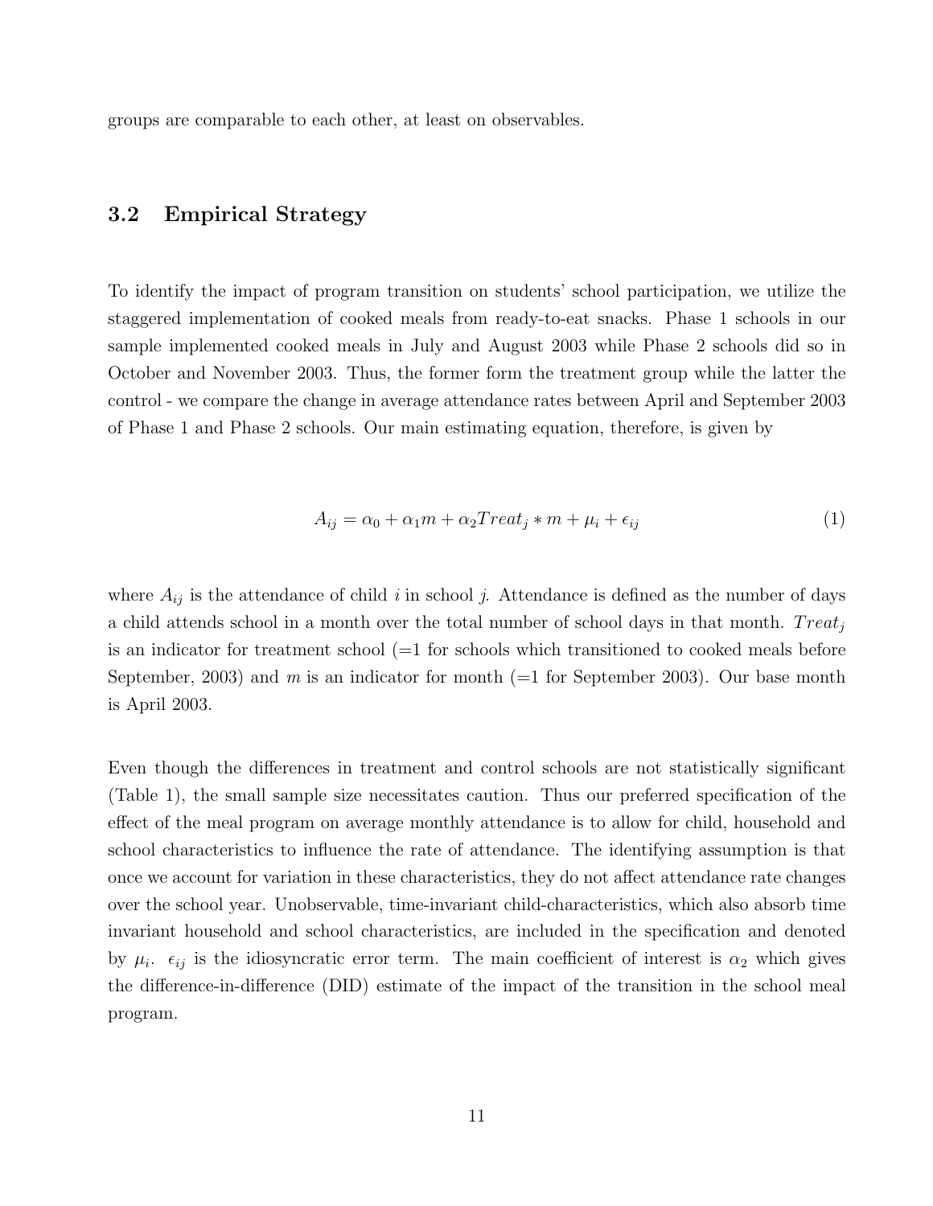groups are comparable to each other, at least on observables.

## 3.2 Empirical Strategy

To identify the impact of program transition on students' school participation, we utilize the staggered implementation of cooked meals from ready-to-eat snacks. Phase 1 schools in our sample implemented cooked meals in July and August 2003 while Phase 2 schools did so in October and November 2003. Thus, the former form the treatment group while the latter the control - we compare the change in average attendance rates between April and September 2003 of Phase 1 and Phase 2 schools. Our main estimating equation, therefore, is given by

$$A_{ij} = \alpha_0 + \alpha_1 m + \alpha_2 Treat_j * m + \mu_i + \epsilon_{ij} \tag{1}$$

where $A_{ij}$ is the attendance of child $i$ in school $j$. Attendance is defined as the number of days a child attends school in a month over the total number of school days in that month. $Treat_j$ is an indicator for treatment school (=1 for schools which transitioned to cooked meals before September, 2003) and $m$ is an indicator for month (=1 for September 2003). Our base month is April 2003.

Even though the differences in treatment and control schools are not statistically significant (Table 1), the small sample size necessitates caution. Thus our preferred specification of the effect of the meal program on average monthly attendance is to allow for child, household and school characteristics to influence the rate of attendance. The identifying assumption is that once we account for variation in these characteristics, they do not affect attendance rate changes over the school year. Unobservable, time-invariant child-characteristics, which also absorb time invariant household and school characteristics, are included in the specification and denoted by $\mu_i$. $\epsilon_{ij}$ is the idiosyncratic error term. The main coefficient of interest is $\alpha_2$ which gives the difference-in-difference (DID) estimate of the impact of the transition in the school meal program.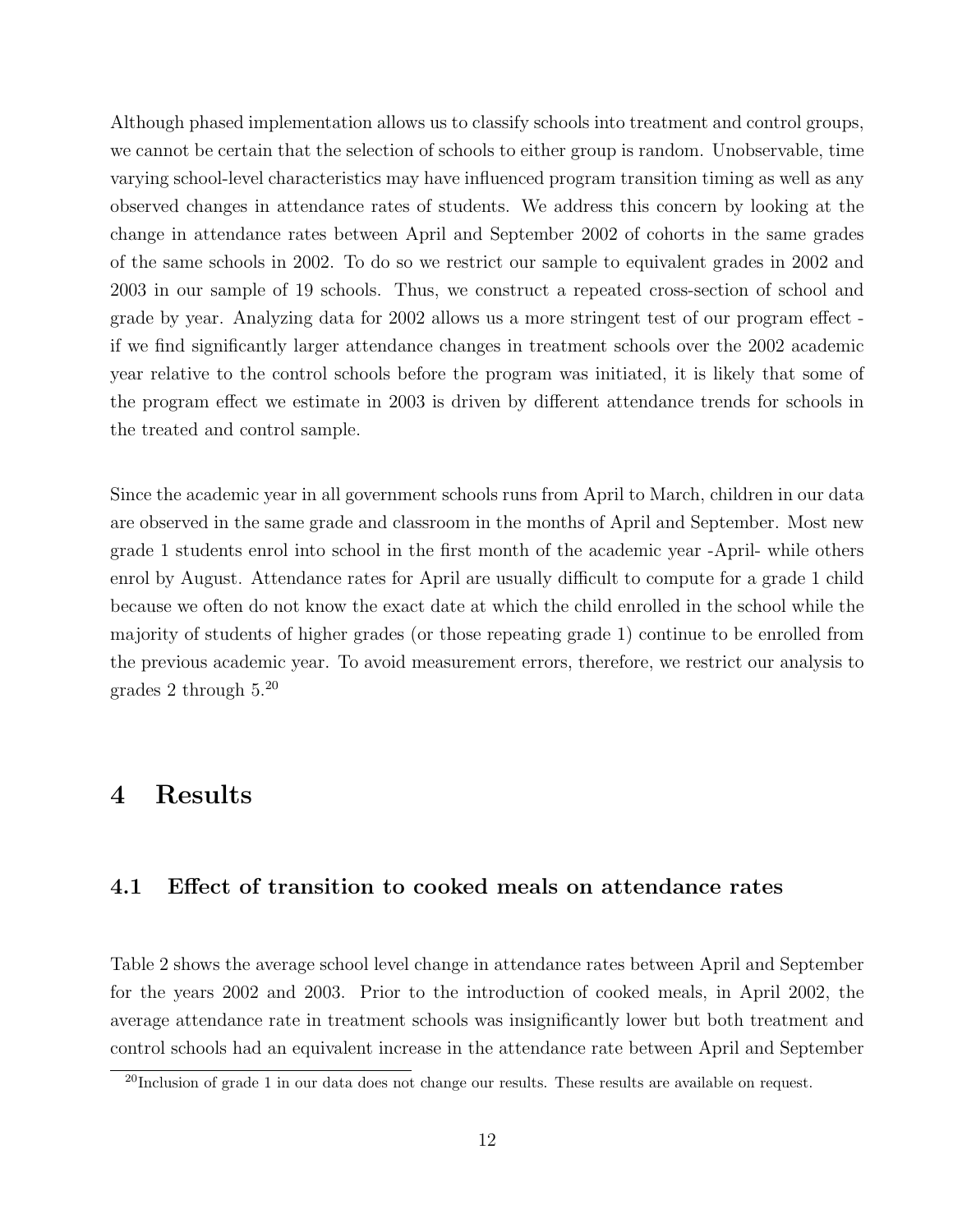Although phased implementation allows us to classify schools into treatment and control groups, we cannot be certain that the selection of schools to either group is random. Unobservable, time varying school-level characteristics may have influenced program transition timing as well as any observed changes in attendance rates of students. We address this concern by looking at the change in attendance rates between April and September 2002 of cohorts in the same grades of the same schools in 2002. To do so we restrict our sample to equivalent grades in 2002 and 2003 in our sample of 19 schools. Thus, we construct a repeated cross-section of school and grade by year. Analyzing data for 2002 allows us a more stringent test of our program effect - if we find significantly larger attendance changes in treatment schools over the 2002 academic year relative to the control schools before the program was initiated, it is likely that some of the program effect we estimate in 2003 is driven by different attendance trends for schools in the treated and control sample.

Since the academic year in all government schools runs from April to March, children in our data are observed in the same grade and classroom in the months of April and September. Most new grade 1 students enrol into school in the first month of the academic year -April- while others enrol by August. Attendance rates for April are usually difficult to compute for a grade 1 child because we often do not know the exact date at which the child enrolled in the school while the majority of students of higher grades (or those repeating grade 1) continue to be enrolled from the previous academic year. To avoid measurement errors, therefore, we restrict our analysis to grades 2 through 5.[20]

# 4 Results

## 4.1 Effect of transition to cooked meals on attendance rates

Table 2 shows the average school level change in attendance rates between April and September for the years 2002 and 2003. Prior to the introduction of cooked meals, in April 2002, the average attendance rate in treatment schools was insignificantly lower but both treatment and control schools had an equivalent increase in the attendance rate between April and September

[20] Inclusion of grade 1 in our data does not change our results. These results are available on request.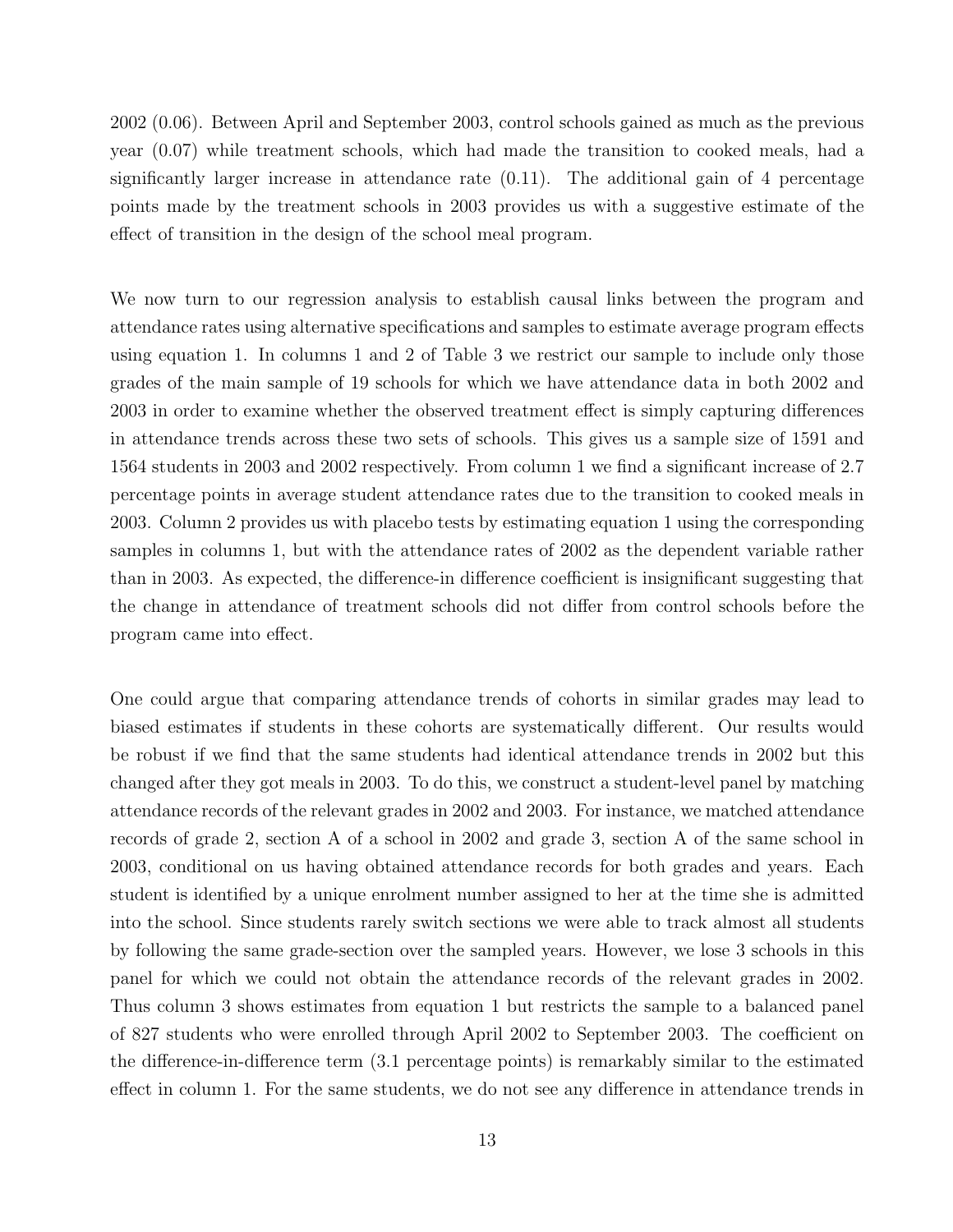2002 (0.06). Between April and September 2003, control schools gained as much as the previous year (0.07) while treatment schools, which had made the transition to cooked meals, had a significantly larger increase in attendance rate (0.11). The additional gain of 4 percentage points made by the treatment schools in 2003 provides us with a suggestive estimate of the effect of transition in the design of the school meal program.

We now turn to our regression analysis to establish causal links between the program and attendance rates using alternative specifications and samples to estimate average program effects using equation 1. In columns 1 and 2 of Table 3 we restrict our sample to include only those grades of the main sample of 19 schools for which we have attendance data in both 2002 and 2003 in order to examine whether the observed treatment effect is simply capturing differences in attendance trends across these two sets of schools. This gives us a sample size of 1591 and 1564 students in 2003 and 2002 respectively. From column 1 we find a significant increase of 2.7 percentage points in average student attendance rates due to the transition to cooked meals in 2003. Column 2 provides us with placebo tests by estimating equation 1 using the corresponding samples in columns 1, but with the attendance rates of 2002 as the dependent variable rather than in 2003. As expected, the difference-in difference coefficient is insignificant suggesting that the change in attendance of treatment schools did not differ from control schools before the program came into effect.

One could argue that comparing attendance trends of cohorts in similar grades may lead to biased estimates if students in these cohorts are systematically different. Our results would be robust if we find that the same students had identical attendance trends in 2002 but this changed after they got meals in 2003. To do this, we construct a student-level panel by matching attendance records of the relevant grades in 2002 and 2003. For instance, we matched attendance records of grade 2, section A of a school in 2002 and grade 3, section A of the same school in 2003, conditional on us having obtained attendance records for both grades and years. Each student is identified by a unique enrolment number assigned to her at the time she is admitted into the school. Since students rarely switch sections we were able to track almost all students by following the same grade-section over the sampled years. However, we lose 3 schools in this panel for which we could not obtain the attendance records of the relevant grades in 2002. Thus column 3 shows estimates from equation 1 but restricts the sample to a balanced panel of 827 students who were enrolled through April 2002 to September 2003. The coefficient on the difference-in-difference term (3.1 percentage points) is remarkably similar to the estimated effect in column 1. For the same students, we do not see any difference in attendance trends in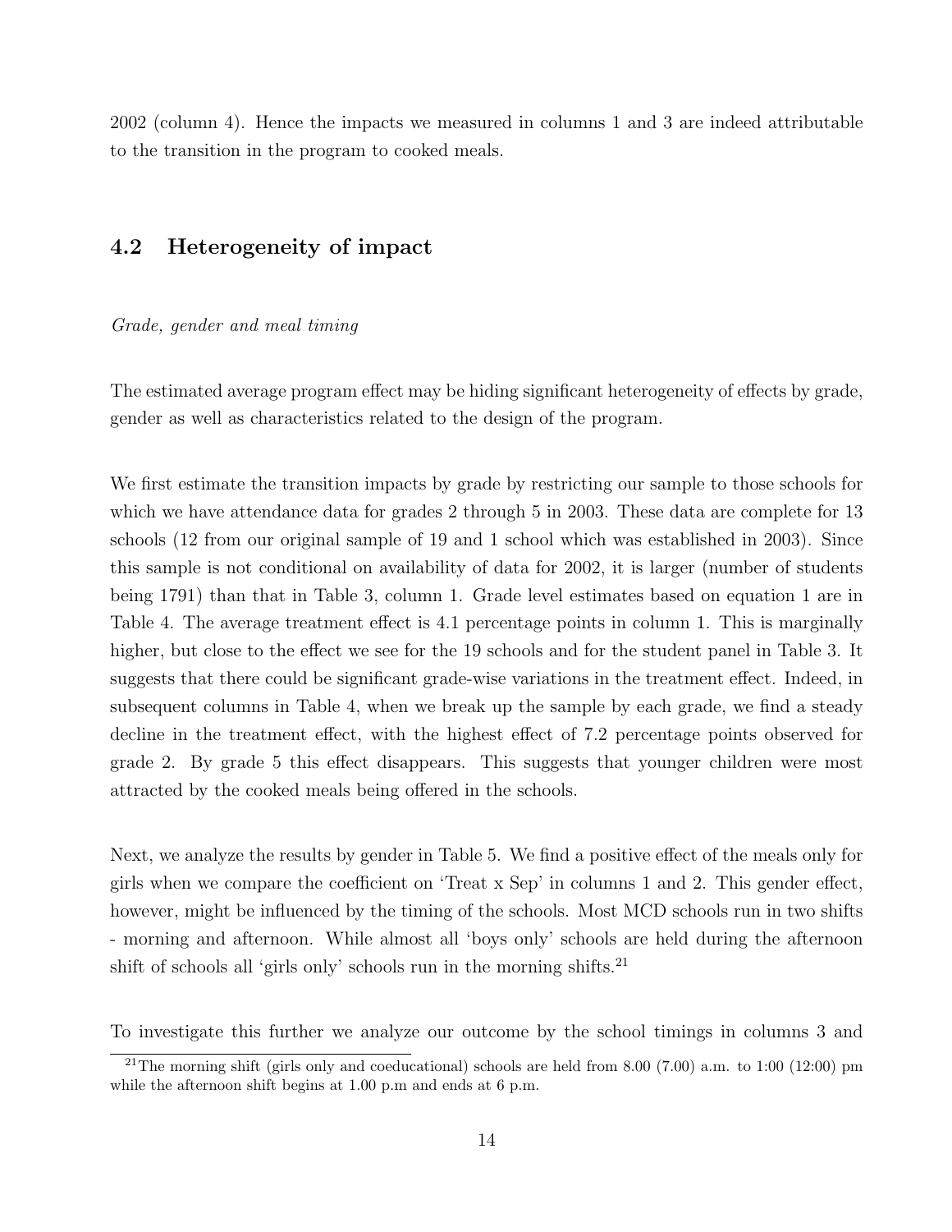2002 (column 4). Hence the impacts we measured in columns 1 and 3 are indeed attributable to the transition in the program to cooked meals.

## 4.2 Heterogeneity of impact

*Grade, gender and meal timing*

The estimated average program effect may be hiding significant heterogeneity of effects by grade, gender as well as characteristics related to the design of the program.

We first estimate the transition impacts by grade by restricting our sample to those schools for which we have attendance data for grades 2 through 5 in 2003. These data are complete for 13 schools (12 from our original sample of 19 and 1 school which was established in 2003). Since this sample is not conditional on availability of data for 2002, it is larger (number of students being 1791) than that in Table 3, column 1. Grade level estimates based on equation 1 are in Table 4. The average treatment effect is 4.1 percentage points in column 1. This is marginally higher, but close to the effect we see for the 19 schools and for the student panel in Table 3. It suggests that there could be significant grade-wise variations in the treatment effect. Indeed, in subsequent columns in Table 4, when we break up the sample by each grade, we find a steady decline in the treatment effect, with the highest effect of 7.2 percentage points observed for grade 2. By grade 5 this effect disappears. This suggests that younger children were most attracted by the cooked meals being offered in the schools.

Next, we analyze the results by gender in Table 5. We find a positive effect of the meals only for girls when we compare the coefficient on 'Treat x Sep' in columns 1 and 2. This gender effect, however, might be influenced by the timing of the schools. Most MCD schools run in two shifts - morning and afternoon. While almost all 'boys only' schools are held during the afternoon shift of schools all 'girls only' schools run in the morning shifts.[21]

To investigate this further we analyze our outcome by the school timings in columns 3 and

[21] The morning shift (girls only and coeducational) schools are held from 8.00 (7.00) a.m. to 1:00 (12:00) pm while the afternoon shift begins at 1.00 p.m and ends at 6 p.m.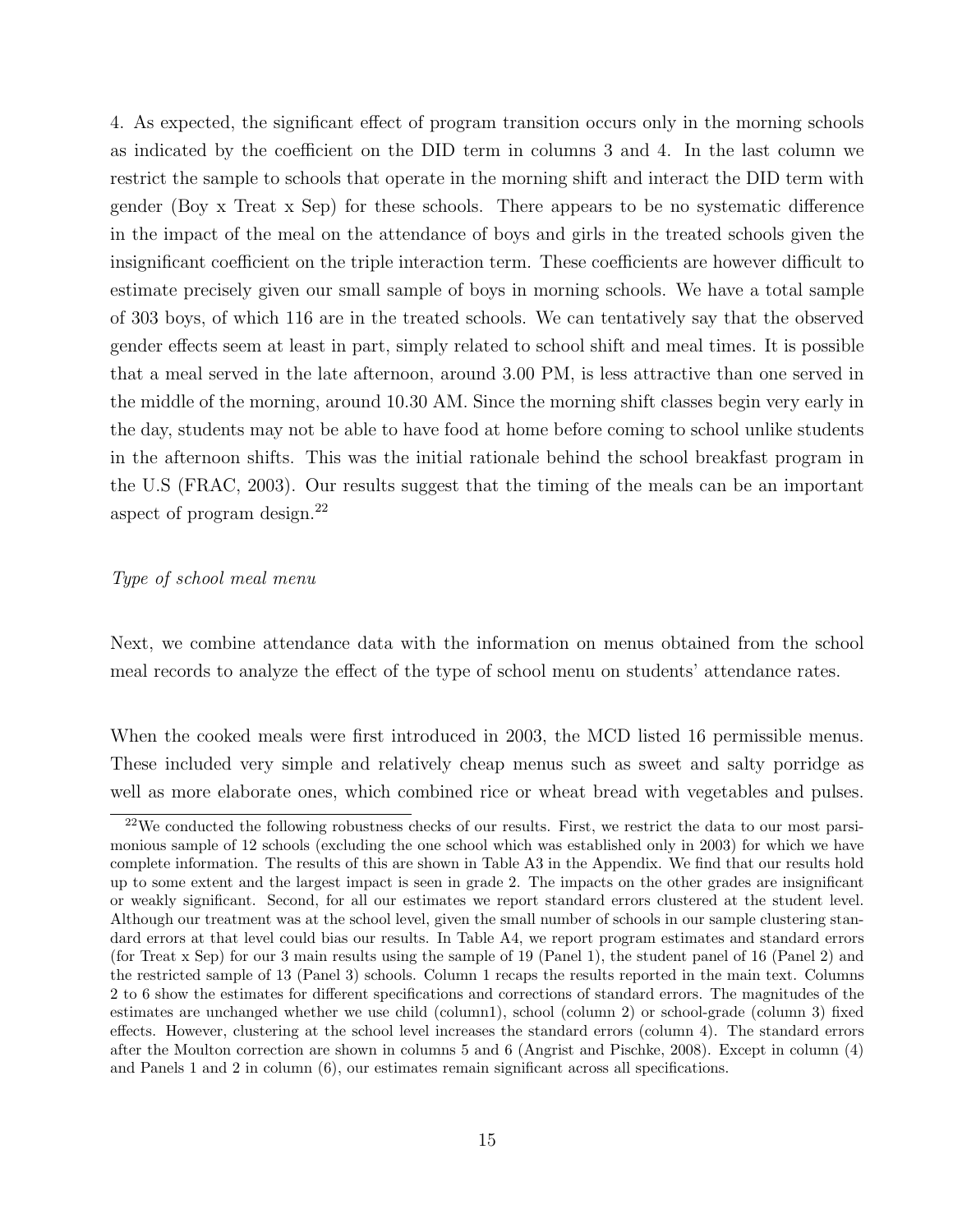4. As expected, the significant effect of program transition occurs only in the morning schools as indicated by the coefficient on the DID term in columns 3 and 4. In the last column we restrict the sample to schools that operate in the morning shift and interact the DID term with gender (Boy x Treat x Sep) for these schools. There appears to be no systematic difference in the impact of the meal on the attendance of boys and girls in the treated schools given the insignificant coefficient on the triple interaction term. These coefficients are however difficult to estimate precisely given our small sample of boys in morning schools. We have a total sample of 303 boys, of which 116 are in the treated schools. We can tentatively say that the observed gender effects seem at least in part, simply related to school shift and meal times. It is possible that a meal served in the late afternoon, around 3.00 PM, is less attractive than one served in the middle of the morning, around 10.30 AM. Since the morning shift classes begin very early in the day, students may not be able to have food at home before coming to school unlike students in the afternoon shifts. This was the initial rationale behind the school breakfast program in the U.S (FRAC, 2003). Our results suggest that the timing of the meals can be an important aspect of program design.[22]

*Type of school meal menu*

Next, we combine attendance data with the information on menus obtained from the school meal records to analyze the effect of the type of school menu on students' attendance rates.

When the cooked meals were first introduced in 2003, the MCD listed 16 permissible menus. These included very simple and relatively cheap menus such as sweet and salty porridge as well as more elaborate ones, which combined rice or wheat bread with vegetables and pulses.

[22]We conducted the following robustness checks of our results. First, we restrict the data to our most parsimonious sample of 12 schools (excluding the one school which was established only in 2003) for which we have complete information. The results of this are shown in Table A3 in the Appendix. We find that our results hold up to some extent and the largest impact is seen in grade 2. The impacts on the other grades are insignificant or weakly significant. Second, for all our estimates we report standard errors clustered at the student level. Although our treatment was at the school level, given the small number of schools in our sample clustering standard errors at that level could bias our results. In Table A4, we report program estimates and standard errors (for Treat x Sep) for our 3 main results using the sample of 19 (Panel 1), the student panel of 16 (Panel 2) and the restricted sample of 13 (Panel 3) schools. Column 1 recaps the results reported in the main text. Columns 2 to 6 show the estimates for different specifications and corrections of standard errors. The magnitudes of the estimates are unchanged whether we use child (column1), school (column 2) or school-grade (column 3) fixed effects. However, clustering at the school level increases the standard errors (column 4). The standard errors after the Moulton correction are shown in columns 5 and 6 (Angrist and Pischke, 2008). Except in column (4) and Panels 1 and 2 in column (6), our estimates remain significant across all specifications.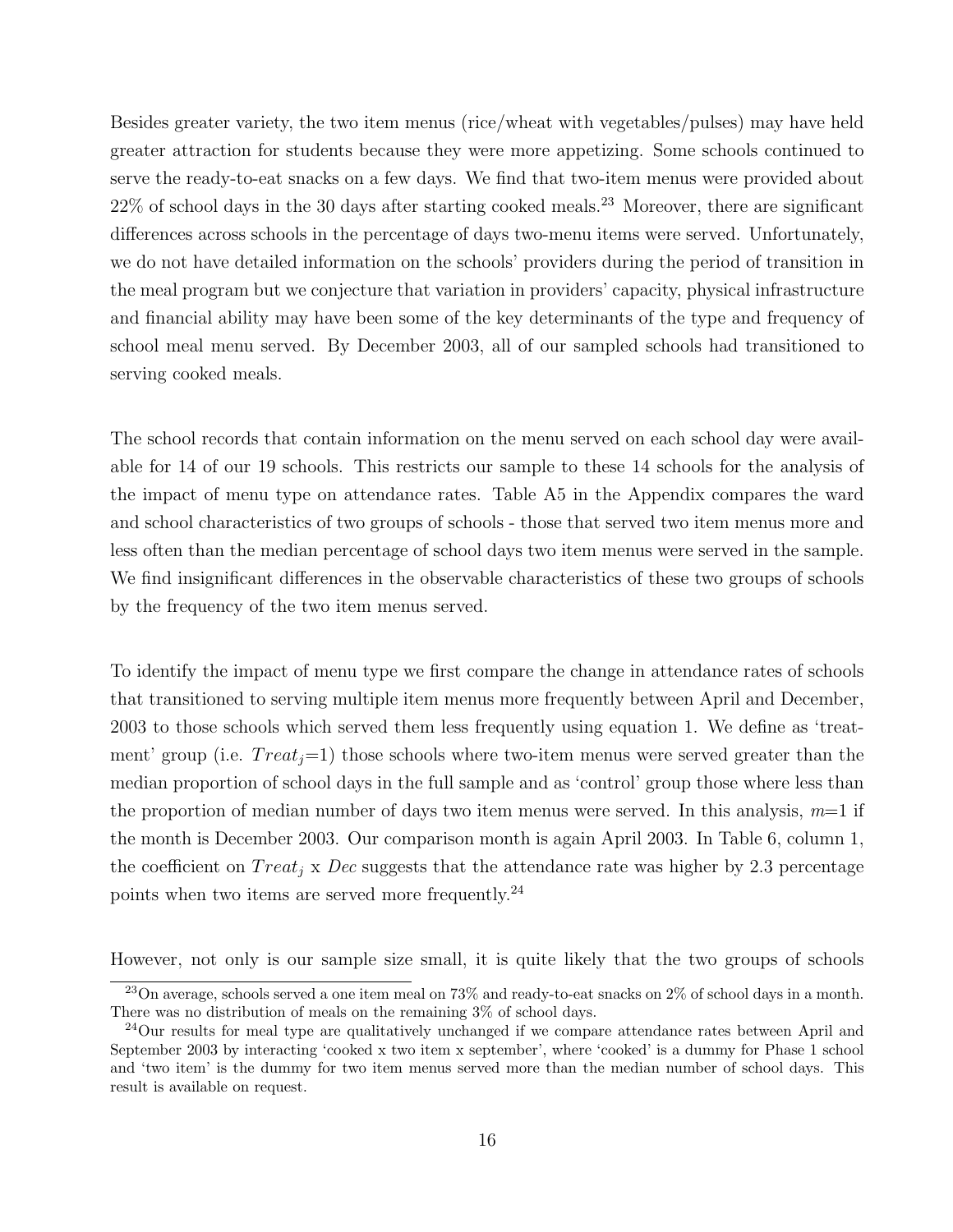Besides greater variety, the two item menus (rice/wheat with vegetables/pulses) may have held greater attraction for students because they were more appetizing. Some schools continued to serve the ready-to-eat snacks on a few days. We find that two-item menus were provided about 22% of school days in the 30 days after starting cooked meals.[23] Moreover, there are significant differences across schools in the percentage of days two-menu items were served. Unfortunately, we do not have detailed information on the schools' providers during the period of transition in the meal program but we conjecture that variation in providers' capacity, physical infrastructure and financial ability may have been some of the key determinants of the type and frequency of school meal menu served. By December 2003, all of our sampled schools had transitioned to serving cooked meals.

The school records that contain information on the menu served on each school day were available for 14 of our 19 schools. This restricts our sample to these 14 schools for the analysis of the impact of menu type on attendance rates. Table A5 in the Appendix compares the ward and school characteristics of two groups of schools - those that served two item menus more and less often than the median percentage of school days two item menus were served in the sample. We find insignificant differences in the observable characteristics of these two groups of schools by the frequency of the two item menus served.

To identify the impact of menu type we first compare the change in attendance rates of schools that transitioned to serving multiple item menus more frequently between April and December, 2003 to those schools which served them less frequently using equation 1. We define as 'treatment' group (i.e. $Treat_j$=1) those schools where two-item menus were served greater than the median proportion of school days in the full sample and as 'control' group those where less than the proportion of median number of days two item menus were served. In this analysis, $m$=1 if the month is December 2003. Our comparison month is again April 2003. In Table 6, column 1, the coefficient on $Treat_j$ x $Dec$ suggests that the attendance rate was higher by 2.3 percentage points when two items are served more frequently.[24]

However, not only is our sample size small, it is quite likely that the two groups of schools

[23] On average, schools served a one item meal on 73% and ready-to-eat snacks on 2% of school days in a month. There was no distribution of meals on the remaining 3% of school days.

[24] Our results for meal type are qualitatively unchanged if we compare attendance rates between April and September 2003 by interacting 'cooked x two item x september', where 'cooked' is a dummy for Phase 1 school and 'two item' is the dummy for two item menus served more than the median number of school days. This result is available on request.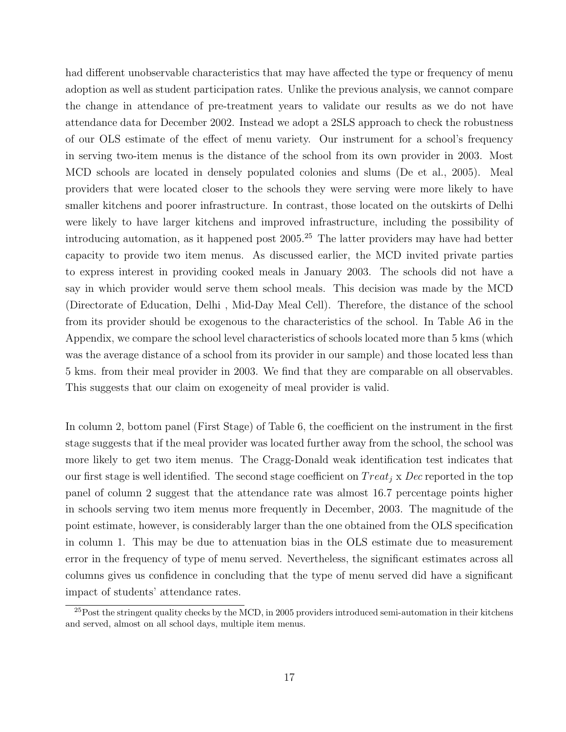had different unobservable characteristics that may have affected the type or frequency of menu adoption as well as student participation rates. Unlike the previous analysis, we cannot compare the change in attendance of pre-treatment years to validate our results as we do not have attendance data for December 2002. Instead we adopt a 2SLS approach to check the robustness of our OLS estimate of the effect of menu variety. Our instrument for a school's frequency in serving two-item menus is the distance of the school from its own provider in 2003. Most MCD schools are located in densely populated colonies and slums (De et al., 2005). Meal providers that were located closer to the schools they were serving were more likely to have smaller kitchens and poorer infrastructure. In contrast, those located on the outskirts of Delhi were likely to have larger kitchens and improved infrastructure, including the possibility of introducing automation, as it happened post 2005.[25] The latter providers may have had better capacity to provide two item menus. As discussed earlier, the MCD invited private parties to express interest in providing cooked meals in January 2003. The schools did not have a say in which provider would serve them school meals. This decision was made by the MCD (Directorate of Education, Delhi , Mid-Day Meal Cell). Therefore, the distance of the school from its provider should be exogenous to the characteristics of the school. In Table A6 in the Appendix, we compare the school level characteristics of schools located more than 5 kms (which was the average distance of a school from its provider in our sample) and those located less than 5 kms. from their meal provider in 2003. We find that they are comparable on all observables. This suggests that our claim on exogeneity of meal provider is valid.

In column 2, bottom panel (First Stage) of Table 6, the coefficient on the instrument in the first stage suggests that if the meal provider was located further away from the school, the school was more likely to get two item menus. The Cragg-Donald weak identification test indicates that our first stage is well identified. The second stage coefficient on $Treat_j$ x $Dec$ reported in the top panel of column 2 suggest that the attendance rate was almost 16.7 percentage points higher in schools serving two item menus more frequently in December, 2003. The magnitude of the point estimate, however, is considerably larger than the one obtained from the OLS specification in column 1. This may be due to attenuation bias in the OLS estimate due to measurement error in the frequency of type of menu served. Nevertheless, the significant estimates across all columns gives us confidence in concluding that the type of menu served did have a significant impact of students' attendance rates.

[25] Post the stringent quality checks by the MCD, in 2005 providers introduced semi-automation in their kitchens and served, almost on all school days, multiple item menus.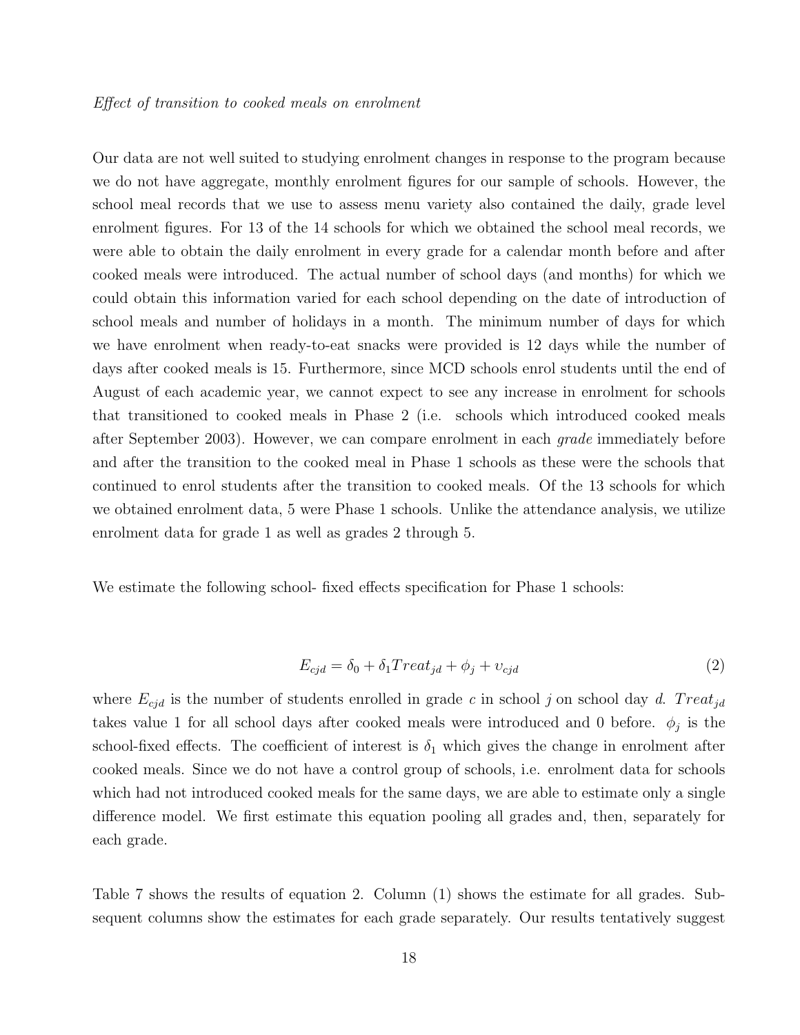*Effect of transition to cooked meals on enrolment*

Our data are not well suited to studying enrolment changes in response to the program because we do not have aggregate, monthly enrolment figures for our sample of schools. However, the school meal records that we use to assess menu variety also contained the daily, grade level enrolment figures. For 13 of the 14 schools for which we obtained the school meal records, we were able to obtain the daily enrolment in every grade for a calendar month before and after cooked meals were introduced. The actual number of school days (and months) for which we could obtain this information varied for each school depending on the date of introduction of school meals and number of holidays in a month. The minimum number of days for which we have enrolment when ready-to-eat snacks were provided is 12 days while the number of days after cooked meals is 15. Furthermore, since MCD schools enrol students until the end of August of each academic year, we cannot expect to see any increase in enrolment for schools that transitioned to cooked meals in Phase 2 (i.e. schools which introduced cooked meals after September 2003). However, we can compare enrolment in each *grade* immediately before and after the transition to the cooked meal in Phase 1 schools as these were the schools that continued to enrol students after the transition to cooked meals. Of the 13 schools for which we obtained enrolment data, 5 were Phase 1 schools. Unlike the attendance analysis, we utilize enrolment data for grade 1 as well as grades 2 through 5.

We estimate the following school- fixed effects specification for Phase 1 schools:

$$E_{cjd} = \delta_0 + \delta_1 Treat_{jd} + \phi_j + \upsilon_{cjd} \tag{2}$$

where $E_{cjd}$ is the number of students enrolled in grade $c$ in school $j$ on school day $d$. $Treat_{jd}$ takes value 1 for all school days after cooked meals were introduced and 0 before. $\phi_j$ is the school-fixed effects. The coefficient of interest is $\delta_1$ which gives the change in enrolment after cooked meals. Since we do not have a control group of schools, i.e. enrolment data for schools which had not introduced cooked meals for the same days, we are able to estimate only a single difference model. We first estimate this equation pooling all grades and, then, separately for each grade.

Table 7 shows the results of equation 2. Column (1) shows the estimate for all grades. Subsequent columns show the estimates for each grade separately. Our results tentatively suggest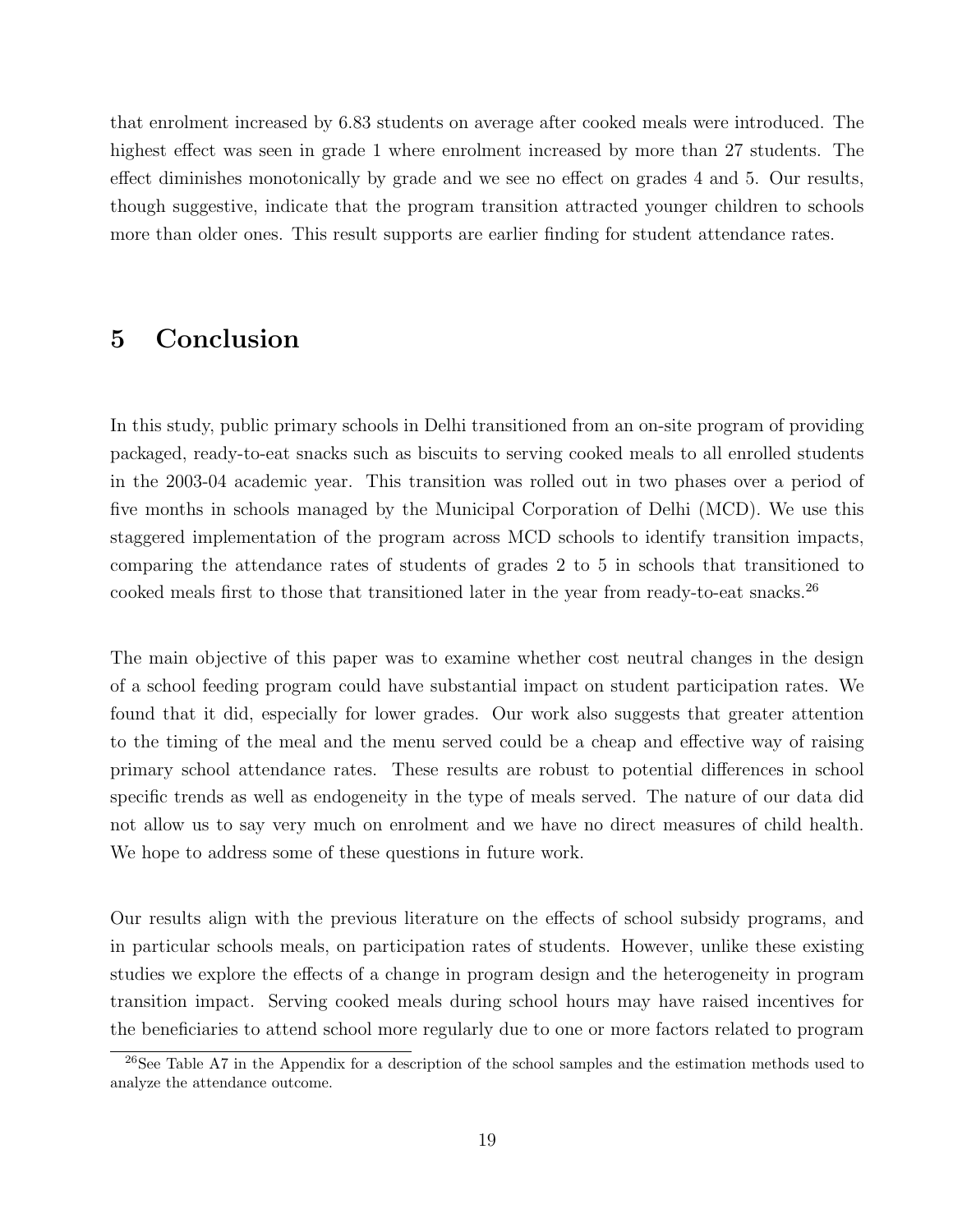that enrolment increased by 6.83 students on average after cooked meals were introduced. The highest effect was seen in grade 1 where enrolment increased by more than 27 students. The effect diminishes monotonically by grade and we see no effect on grades 4 and 5. Our results, though suggestive, indicate that the program transition attracted younger children to schools more than older ones. This result supports are earlier finding for student attendance rates.

# 5 Conclusion

In this study, public primary schools in Delhi transitioned from an on-site program of providing packaged, ready-to-eat snacks such as biscuits to serving cooked meals to all enrolled students in the 2003-04 academic year. This transition was rolled out in two phases over a period of five months in schools managed by the Municipal Corporation of Delhi (MCD). We use this staggered implementation of the program across MCD schools to identify transition impacts, comparing the attendance rates of students of grades 2 to 5 in schools that transitioned to cooked meals first to those that transitioned later in the year from ready-to-eat snacks.[26]

The main objective of this paper was to examine whether cost neutral changes in the design of a school feeding program could have substantial impact on student participation rates. We found that it did, especially for lower grades. Our work also suggests that greater attention to the timing of the meal and the menu served could be a cheap and effective way of raising primary school attendance rates. These results are robust to potential differences in school specific trends as well as endogeneity in the type of meals served. The nature of our data did not allow us to say very much on enrolment and we have no direct measures of child health. We hope to address some of these questions in future work.

Our results align with the previous literature on the effects of school subsidy programs, and in particular schools meals, on participation rates of students. However, unlike these existing studies we explore the effects of a change in program design and the heterogeneity in program transition impact. Serving cooked meals during school hours may have raised incentives for the beneficiaries to attend school more regularly due to one or more factors related to program

[26]See Table A7 in the Appendix for a description of the school samples and the estimation methods used to analyze the attendance outcome.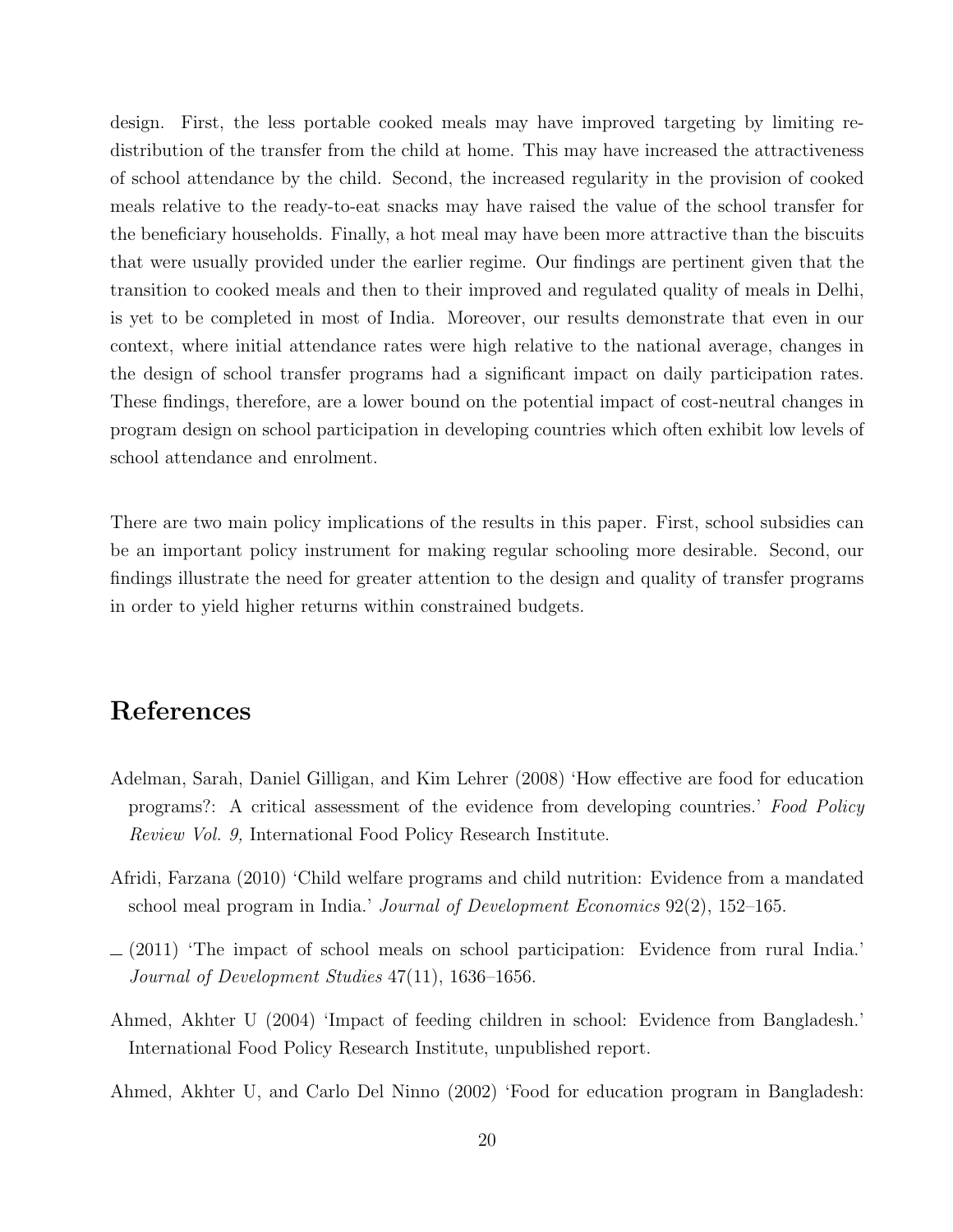design. First, the less portable cooked meals may have improved targeting by limiting redistribution of the transfer from the child at home. This may have increased the attractiveness of school attendance by the child. Second, the increased regularity in the provision of cooked meals relative to the ready-to-eat snacks may have raised the value of the school transfer for the beneficiary households. Finally, a hot meal may have been more attractive than the biscuits that were usually provided under the earlier regime. Our findings are pertinent given that the transition to cooked meals and then to their improved and regulated quality of meals in Delhi, is yet to be completed in most of India. Moreover, our results demonstrate that even in our context, where initial attendance rates were high relative to the national average, changes in the design of school transfer programs had a significant impact on daily participation rates. These findings, therefore, are a lower bound on the potential impact of cost-neutral changes in program design on school participation in developing countries which often exhibit low levels of school attendance and enrolment.

There are two main policy implications of the results in this paper. First, school subsidies can be an important policy instrument for making regular schooling more desirable. Second, our findings illustrate the need for greater attention to the design and quality of transfer programs in order to yield higher returns within constrained budgets.

# References

Adelman, Sarah, Daniel Gilligan, and Kim Lehrer (2008) 'How effective are food for education programs?: A critical assessment of the evidence from developing countries.' *Food Policy Review Vol. 9,* International Food Policy Research Institute.

Afridi, Farzana (2010) 'Child welfare programs and child nutrition: Evidence from a mandated school meal program in India.' *Journal of Development Economics* 92(2), 152–165.

— (2011) 'The impact of school meals on school participation: Evidence from rural India.' *Journal of Development Studies* 47(11), 1636–1656.

Ahmed, Akhter U (2004) 'Impact of feeding children in school: Evidence from Bangladesh.' International Food Policy Research Institute, unpublished report.

Ahmed, Akhter U, and Carlo Del Ninno (2002) 'Food for education program in Bangladesh: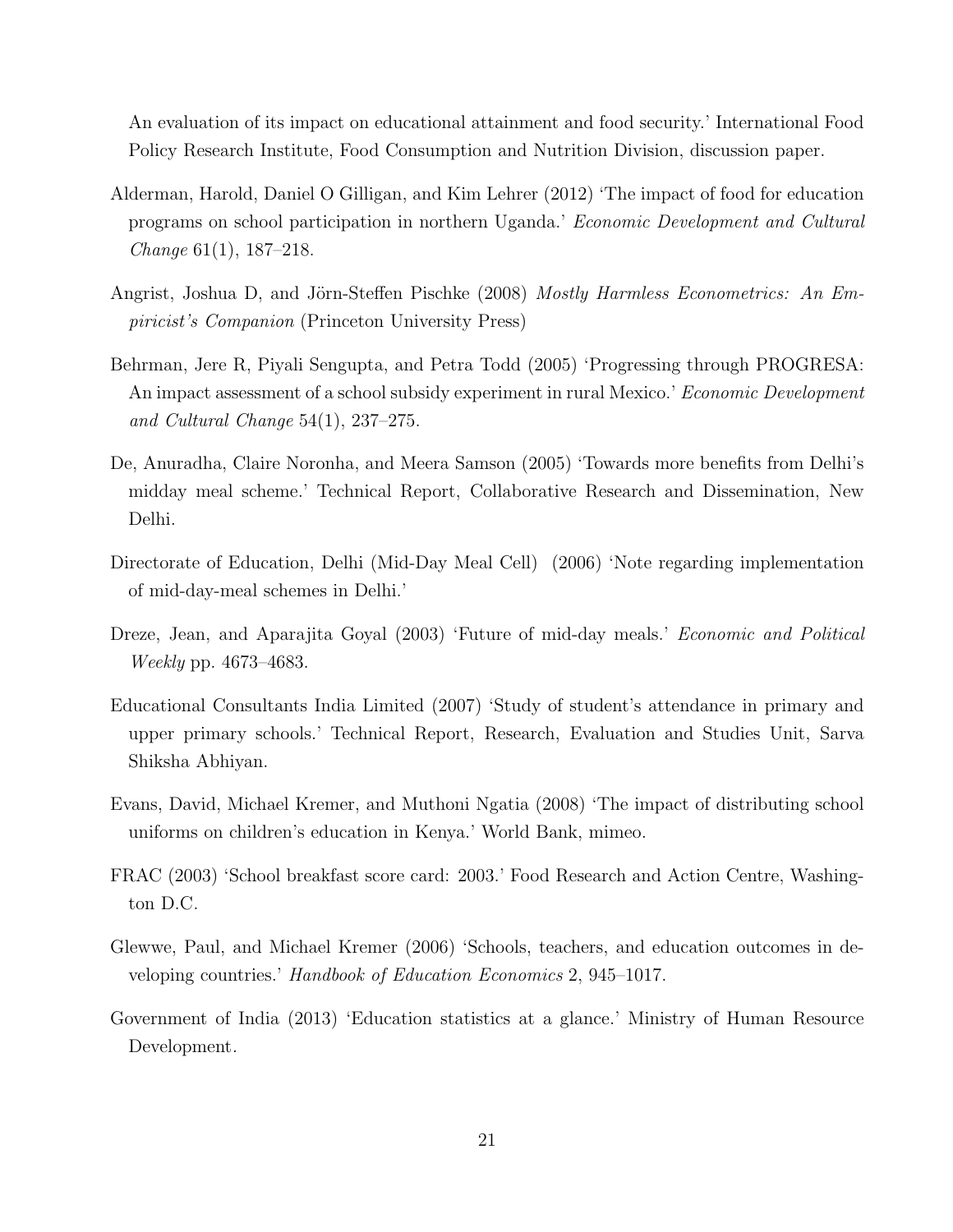An evaluation of its impact on educational attainment and food security.' International Food Policy Research Institute, Food Consumption and Nutrition Division, discussion paper.

Alderman, Harold, Daniel O Gilligan, and Kim Lehrer (2012) 'The impact of food for education programs on school participation in northern Uganda.' *Economic Development and Cultural Change* 61(1), 187–218.

Angrist, Joshua D, and Jörn-Steffen Pischke (2008) *Mostly Harmless Econometrics: An Empiricist's Companion* (Princeton University Press)

Behrman, Jere R, Piyali Sengupta, and Petra Todd (2005) 'Progressing through PROGRESA: An impact assessment of a school subsidy experiment in rural Mexico.' *Economic Development and Cultural Change* 54(1), 237–275.

De, Anuradha, Claire Noronha, and Meera Samson (2005) 'Towards more benefits from Delhi's midday meal scheme.' Technical Report, Collaborative Research and Dissemination, New Delhi.

Directorate of Education, Delhi (Mid-Day Meal Cell) (2006) 'Note regarding implementation of mid-day-meal schemes in Delhi.'

Dreze, Jean, and Aparajita Goyal (2003) 'Future of mid-day meals.' *Economic and Political Weekly* pp. 4673–4683.

Educational Consultants India Limited (2007) 'Study of student's attendance in primary and upper primary schools.' Technical Report, Research, Evaluation and Studies Unit, Sarva Shiksha Abhiyan.

Evans, David, Michael Kremer, and Muthoni Ngatia (2008) 'The impact of distributing school uniforms on children's education in Kenya.' World Bank, mimeo.

FRAC (2003) 'School breakfast score card: 2003.' Food Research and Action Centre, Washington D.C.

Glewwe, Paul, and Michael Kremer (2006) 'Schools, teachers, and education outcomes in developing countries.' *Handbook of Education Economics* 2, 945–1017.

Government of India (2013) 'Education statistics at a glance.' Ministry of Human Resource Development.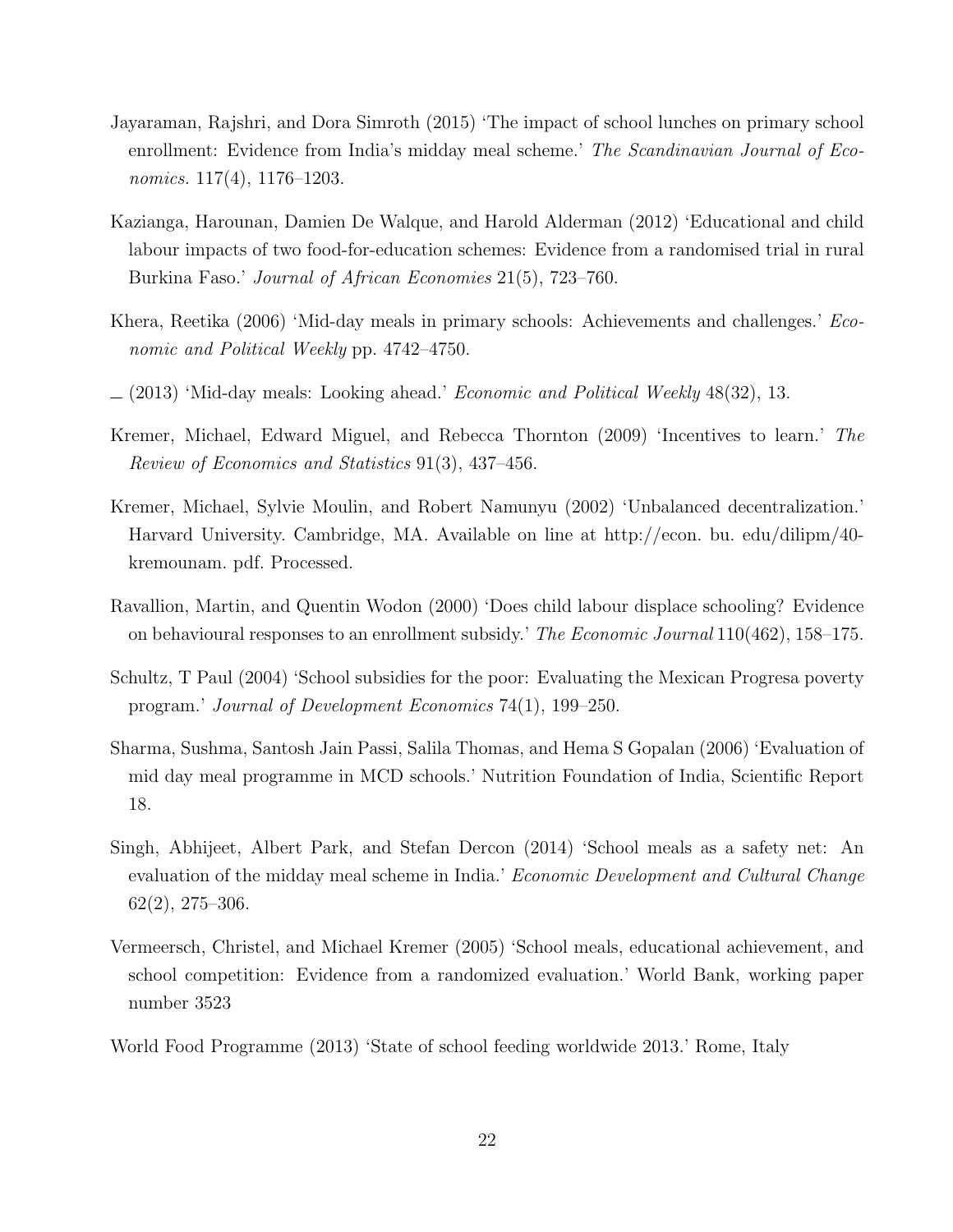Jayaraman, Rajshri, and Dora Simroth (2015) 'The impact of school lunches on primary school enrollment: Evidence from India's midday meal scheme.' *The Scandinavian Journal of Economics*. 117(4), 1176–1203.

Kazianga, Harounan, Damien De Walque, and Harold Alderman (2012) 'Educational and child labour impacts of two food-for-education schemes: Evidence from a randomised trial in rural Burkina Faso.' *Journal of African Economies* 21(5), 723–760.

Khera, Reetika (2006) 'Mid-day meals in primary schools: Achievements and challenges.' *Economic and Political Weekly* pp. 4742–4750.

_ (2013) 'Mid-day meals: Looking ahead.' *Economic and Political Weekly* 48(32), 13.

Kremer, Michael, Edward Miguel, and Rebecca Thornton (2009) 'Incentives to learn.' *The Review of Economics and Statistics* 91(3), 437–456.

Kremer, Michael, Sylvie Moulin, and Robert Namunyu (2002) 'Unbalanced decentralization.' Harvard University. Cambridge, MA. Available on line at http://econ. bu. edu/dilipm/40-kremounam. pdf. Processed.

Ravallion, Martin, and Quentin Wodon (2000) 'Does child labour displace schooling? Evidence on behavioural responses to an enrollment subsidy.' *The Economic Journal* 110(462), 158–175.

Schultz, T Paul (2004) 'School subsidies for the poor: Evaluating the Mexican Progresa poverty program.' *Journal of Development Economics* 74(1), 199–250.

Sharma, Sushma, Santosh Jain Passi, Salila Thomas, and Hema S Gopalan (2006) 'Evaluation of mid day meal programme in MCD schools.' Nutrition Foundation of India, Scientific Report 18.

Singh, Abhijeet, Albert Park, and Stefan Dercon (2014) 'School meals as a safety net: An evaluation of the midday meal scheme in India.' *Economic Development and Cultural Change* 62(2), 275–306.

Vermeersch, Christel, and Michael Kremer (2005) 'School meals, educational achievement, and school competition: Evidence from a randomized evaluation.' World Bank, working paper number 3523

World Food Programme (2013) 'State of school feeding worldwide 2013.' Rome, Italy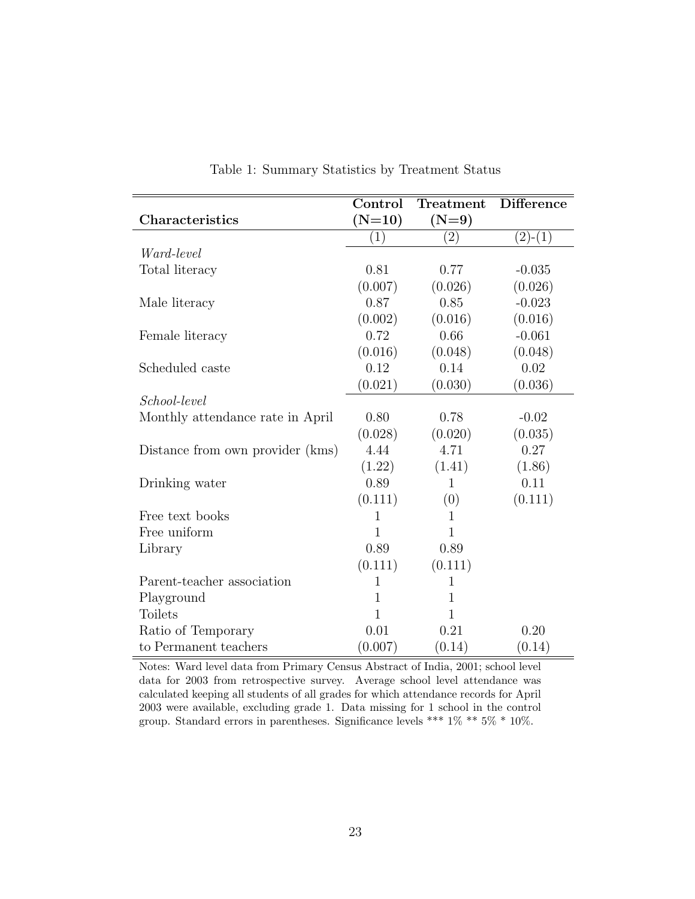Table 1: Summary Statistics by Treatment Status

| **Characteristics** | **Control (N=10)** | **Treatment (N=9)** | **Difference** |
|---|---|---|---|
| | (1) | (2) | (2)-(1) |
| *Ward-level* | | | |
| Total literacy | 0.81 | 0.77 | -0.035 |
| | (0.007) | (0.026) | (0.026) |
| Male literacy | 0.87 | 0.85 | -0.023 |
| | (0.002) | (0.016) | (0.016) |
| Female literacy | 0.72 | 0.66 | -0.061 |
| | (0.016) | (0.048) | (0.048) |
| Scheduled caste | 0.12 | 0.14 | 0.02 |
| | (0.021) | (0.030) | (0.036) |
| *School-level* | | | |
| Monthly attendance rate in April | 0.80 | 0.78 | -0.02 |
| | (0.028) | (0.020) | (0.035) |
| Distance from own provider (kms) | 4.44 | 4.71 | 0.27 |
| | (1.22) | (1.41) | (1.86) |
| Drinking water | 0.89 | 1 | 0.11 |
| | (0.111) | (0) | (0.111) |
| Free text books | 1 | 1 | |
| Free uniform | 1 | 1 | |
| Library | 0.89 | 0.89 | |
| | (0.111) | (0.111) | |
| Parent-teacher association | 1 | 1 | |
| Playground | 1 | 1 | |
| Toilets | 1 | 1 | |
| Ratio of Temporary to Permanent teachers | 0.01 | 0.21 | 0.20 |
| | (0.007) | (0.14) | (0.14) |

Notes: Ward level data from Primary Census Abstract of India, 2001; school level data for 2003 from retrospective survey. Average school level attendance was calculated keeping all students of all grades for which attendance records for April 2003 were available, excluding grade 1. Data missing for 1 school in the control group. Standard errors in parentheses. Significance levels *** 1% ** 5% * 10%.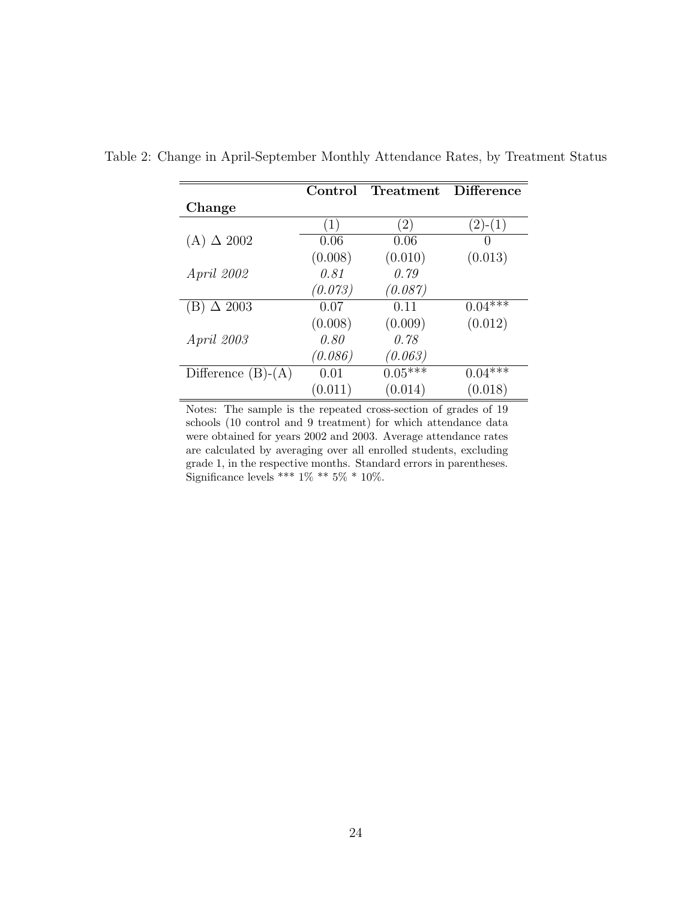Table 2: Change in April-September Monthly Attendance Rates, by Treatment Status

| **Change** | **Control** | **Treatment** | **Difference** |
|---|---|---|---|
| | (1) | (2) | (2)-(1) |
| (A) $\Delta$ 2002 | 0.06 | 0.06 | 0 |
| | (0.008) | (0.010) | (0.013) |
| *April 2002* | *0.81* | *0.79* | |
| | *(0.073)* | *(0.087)* | |
| (B) $\Delta$ 2003 | 0.07 | 0.11 | 0.04*** |
| | (0.008) | (0.009) | (0.012) |
| *April 2003* | *0.80* | *0.78* | |
| | *(0.086)* | *(0.063)* | |
| Difference (B)-(A) | 0.01 | 0.05*** | 0.04*** |
| | (0.011) | (0.014) | (0.018) |

Notes: The sample is the repeated cross-section of grades of 19 schools (10 control and 9 treatment) for which attendance data were obtained for years 2002 and 2003. Average attendance rates are calculated by averaging over all enrolled students, excluding grade 1, in the respective months. Standard errors in parentheses. Significance levels *** 1% ** 5% * 10%.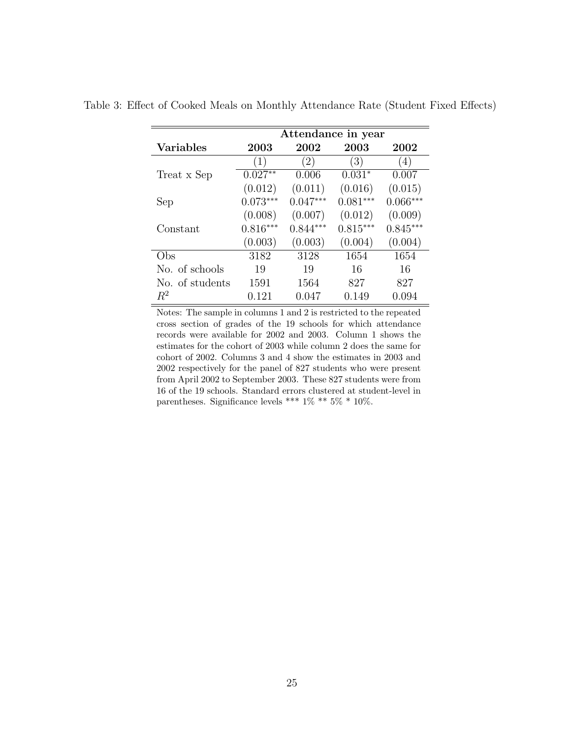Table 3: Effect of Cooked Meals on Monthly Attendance Rate (Student Fixed Effects)

| | Attendance in year | | | |
|---|---|---|---|---|
| **Variables** | **2003** | **2002** | **2003** | **2002** |
| | (1) | (2) | (3) | (4) |
| Treat x Sep | 0.027** | 0.006 | 0.031* | 0.007 |
| | (0.012) | (0.011) | (0.016) | (0.015) |
| Sep | 0.073*** | 0.047*** | 0.081*** | 0.066*** |
| | (0.008) | (0.007) | (0.012) | (0.009) |
| Constant | 0.816*** | 0.844*** | 0.815*** | 0.845*** |
| | (0.003) | (0.003) | (0.004) | (0.004) |
| Obs | 3182 | 3128 | 1654 | 1654 |
| No. of schools | 19 | 19 | 16 | 16 |
| No. of students | 1591 | 1564 | 827 | 827 |
| $R^2$ | 0.121 | 0.047 | 0.149 | 0.094 |

Notes: The sample in columns 1 and 2 is restricted to the repeated cross section of grades of the 19 schools for which attendance records were available for 2002 and 2003. Column 1 shows the estimates for the cohort of 2003 while column 2 does the same for cohort of 2002. Columns 3 and 4 show the estimates in 2003 and 2002 respectively for the panel of 827 students who were present from April 2002 to September 2003. These 827 students were from 16 of the 19 schools. Standard errors clustered at student-level in parentheses. Significance levels *** 1% ** 5% * 10%.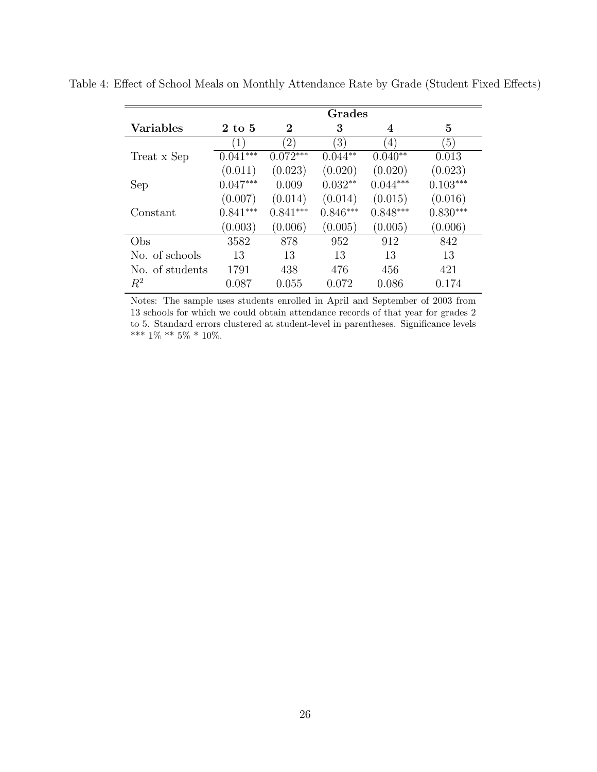Table 4: Effect of School Meals on Monthly Attendance Rate by Grade (Student Fixed Effects)

| | **Grades** | | | | |
|---|---|---|---|---|---|
| **Variables** | **2 to 5** | **2** | **3** | **4** | **5** |
| | (1) | (2) | (3) | (4) | (5) |
| Treat x Sep | 0.041*** | 0.072*** | 0.044** | 0.040** | 0.013 |
| | (0.011) | (0.023) | (0.020) | (0.020) | (0.023) |
| Sep | 0.047*** | 0.009 | 0.032** | 0.044*** | 0.103*** |
| | (0.007) | (0.014) | (0.014) | (0.015) | (0.016) |
| Constant | 0.841*** | 0.841*** | 0.846*** | 0.848*** | 0.830*** |
| | (0.003) | (0.006) | (0.005) | (0.005) | (0.006) |
| Obs | 3582 | 878 | 952 | 912 | 842 |
| No. of schools | 13 | 13 | 13 | 13 | 13 |
| No. of students | 1791 | 438 | 476 | 456 | 421 |
| $R^2$ | 0.087 | 0.055 | 0.072 | 0.086 | 0.174 |

Notes: The sample uses students enrolled in April and September of 2003 from 13 schools for which we could obtain attendance records of that year for grades 2 to 5. Standard errors clustered at student-level in parentheses. Significance levels *** 1% ** 5% * 10%.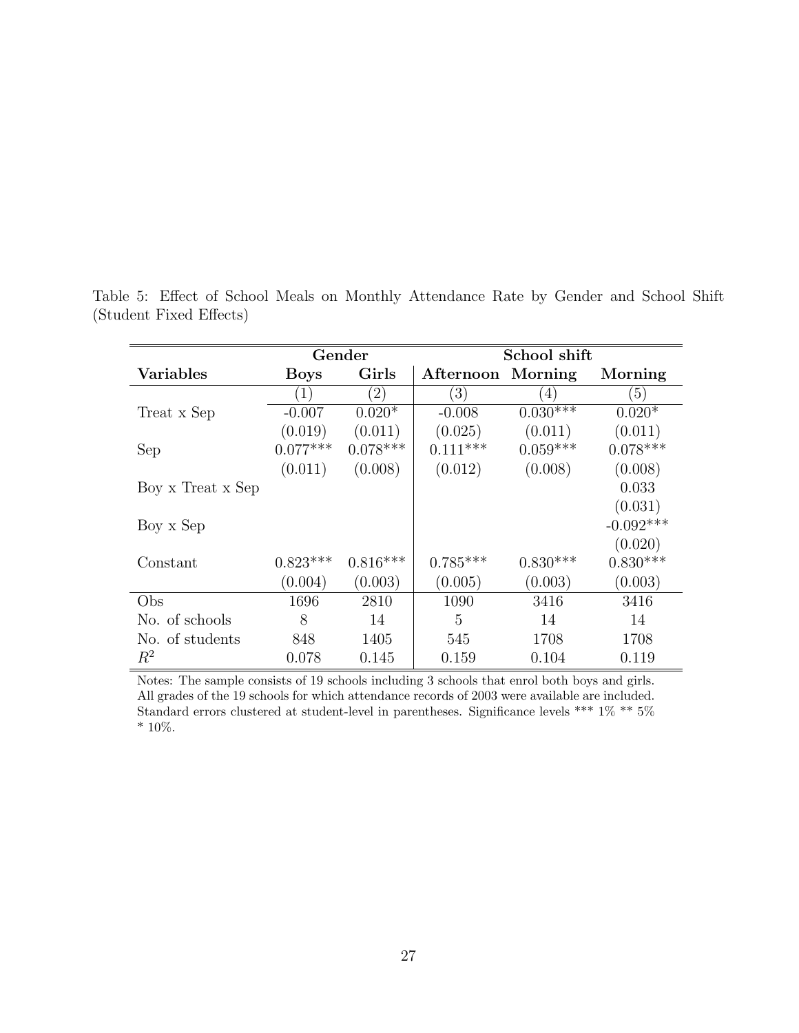Table 5: Effect of School Meals on Monthly Attendance Rate by Gender and School Shift (Student Fixed Effects)

| | Gender | | School shift | | |
|---|---|---|---|---|---|
| **Variables** | **Boys** | **Girls** | **Afternoon** | **Morning** | **Morning** |
| | (1) | (2) | (3) | (4) | (5) |
| Treat x Sep | -0.007 | 0.020* | -0.008 | 0.030*** | 0.020* |
| | (0.019) | (0.011) | (0.025) | (0.011) | (0.011) |
| Sep | 0.077*** | 0.078*** | 0.111*** | 0.059*** | 0.078*** |
| | (0.011) | (0.008) | (0.012) | (0.008) | (0.008) |
| Boy x Treat x Sep | | | | | 0.033 |
| | | | | | (0.031) |
| Boy x Sep | | | | | -0.092*** |
| | | | | | (0.020) |
| Constant | 0.823*** | 0.816*** | 0.785*** | 0.830*** | 0.830*** |
| | (0.004) | (0.003) | (0.005) | (0.003) | (0.003) |
| Obs | 1696 | 2810 | 1090 | 3416 | 3416 |
| No. of schools | 8 | 14 | 5 | 14 | 14 |
| No. of students | 848 | 1405 | 545 | 1708 | 1708 |
| $R^2$ | 0.078 | 0.145 | 0.159 | 0.104 | 0.119 |

Notes: The sample consists of 19 schools including 3 schools that enrol both boys and girls. All grades of the 19 schools for which attendance records of 2003 were available are included. Standard errors clustered at student-level in parentheses. Significance levels *** 1% ** 5% * 10%.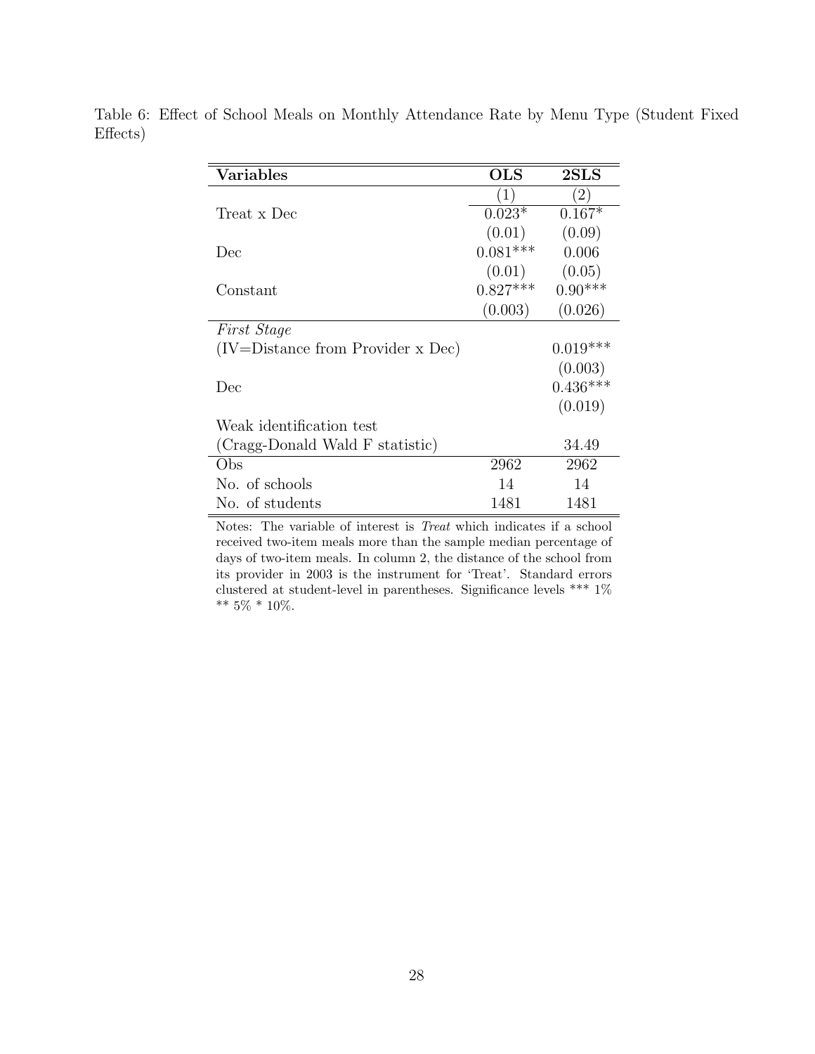Table 6: Effect of School Meals on Monthly Attendance Rate by Menu Type (Student Fixed Effects)

| **Variables** | **OLS** | **2SLS** |
|---|---|---|
| | (1) | (2) |
| Treat x Dec | 0.023* | 0.167* |
| | (0.01) | (0.09) |
| Dec | 0.081*** | 0.006 |
| | (0.01) | (0.05) |
| Constant | 0.827*** | 0.90*** |
| | (0.003) | (0.026) |
| *First Stage* | | |
| (IV=Distance from Provider x Dec) | | 0.019*** |
| | | (0.003) |
| Dec | | 0.436*** |
| | | (0.019) |
| Weak identification test | | |
| (Cragg-Donald Wald F statistic) | | 34.49 |
| Obs | 2962 | 2962 |
| No. of schools | 14 | 14 |
| No. of students | 1481 | 1481 |

Notes: The variable of interest is *Treat* which indicates if a school received two-item meals more than the sample median percentage of days of two-item meals. In column 2, the distance of the school from its provider in 2003 is the instrument for 'Treat'. Standard errors clustered at student-level in parentheses. Significance levels *** 1% ** 5% * 10%.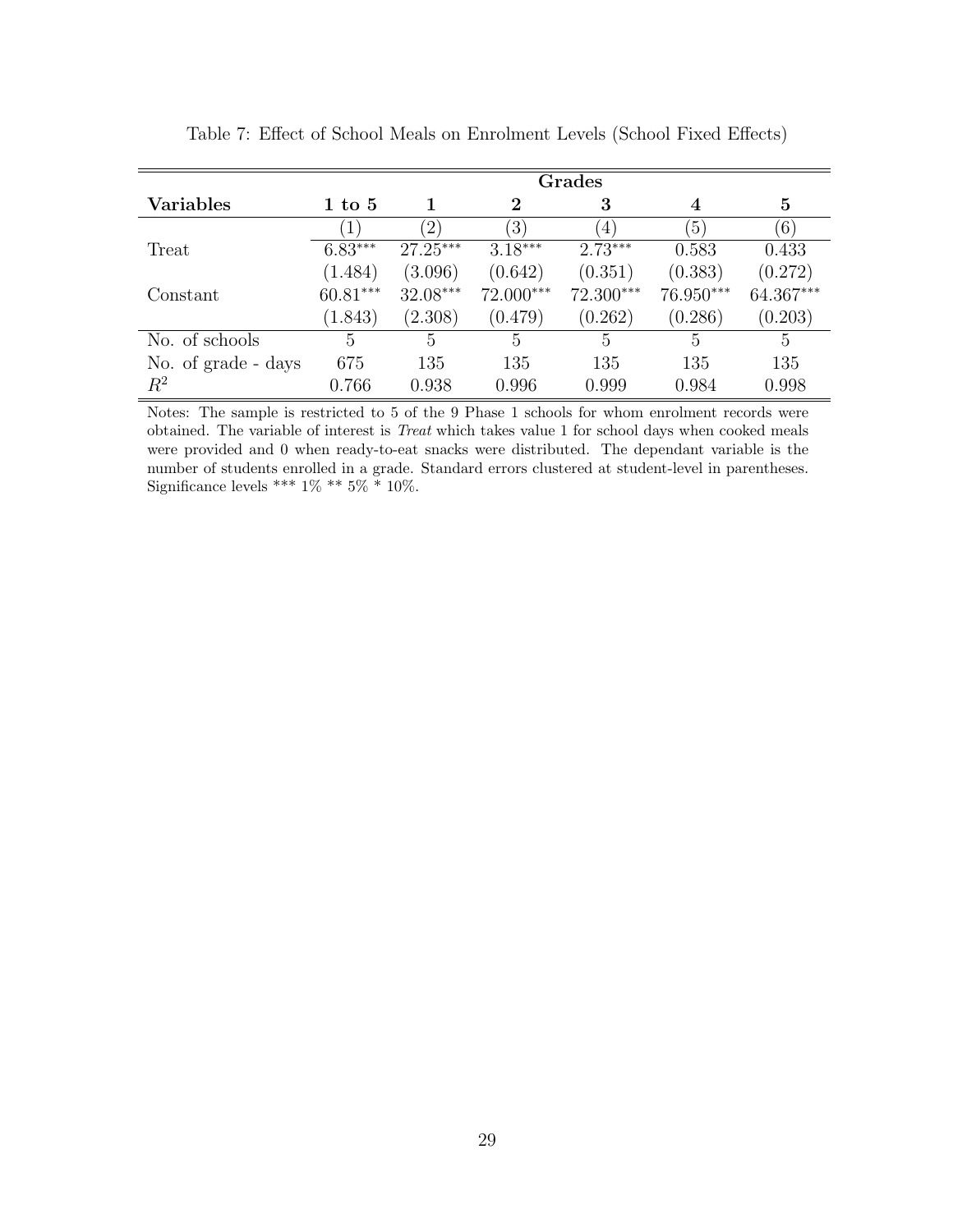Table 7: Effect of School Meals on Enrolment Levels (School Fixed Effects)

| | Grades | | | | | |
|---|---|---|---|---|---|---|
| **Variables** | **1 to 5** | **1** | **2** | **3** | **4** | **5** |
| | (1) | (2) | (3) | (4) | (5) | (6) |
| Treat | 6.83*** | 27.25*** | 3.18*** | 2.73*** | 0.583 | 0.433 |
| | (1.484) | (3.096) | (0.642) | (0.351) | (0.383) | (0.272) |
| Constant | 60.81*** | 32.08*** | 72.000*** | 72.300*** | 76.950*** | 64.367*** |
| | (1.843) | (2.308) | (0.479) | (0.262) | (0.286) | (0.203) |
| No. of schools | 5 | 5 | 5 | 5 | 5 | 5 |
| No. of grade - days | 675 | 135 | 135 | 135 | 135 | 135 |
| $R^2$ | 0.766 | 0.938 | 0.996 | 0.999 | 0.984 | 0.998 |

Notes: The sample is restricted to 5 of the 9 Phase 1 schools for whom enrolment records were obtained. The variable of interest is *Treat* which takes value 1 for school days when cooked meals were provided and 0 when ready-to-eat snacks were distributed. The dependant variable is the number of students enrolled in a grade. Standard errors clustered at student-level in parentheses. Significance levels *** 1% ** 5% * 10%.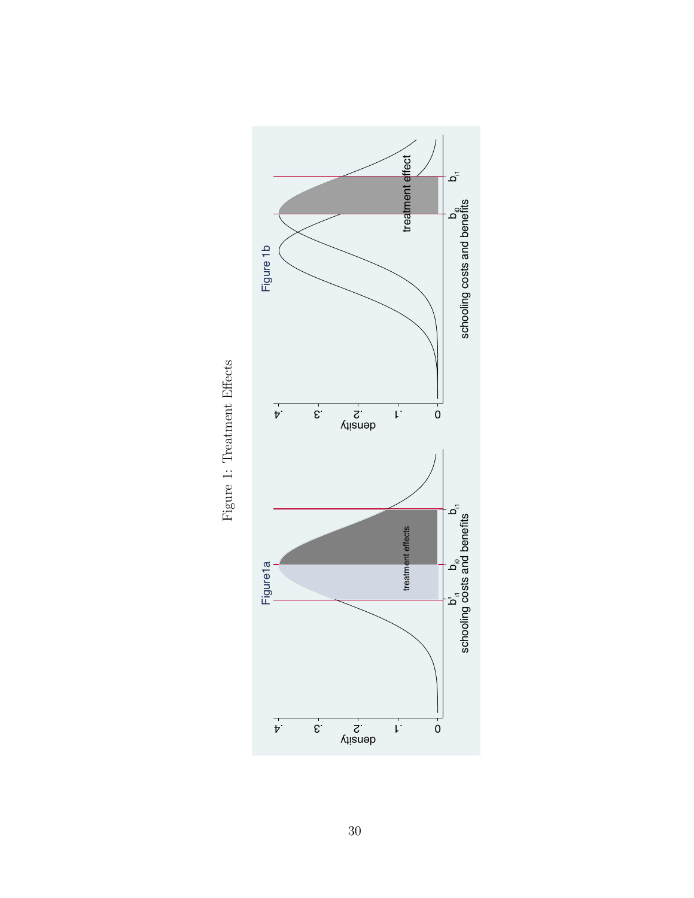Figure 1: Treatment Effects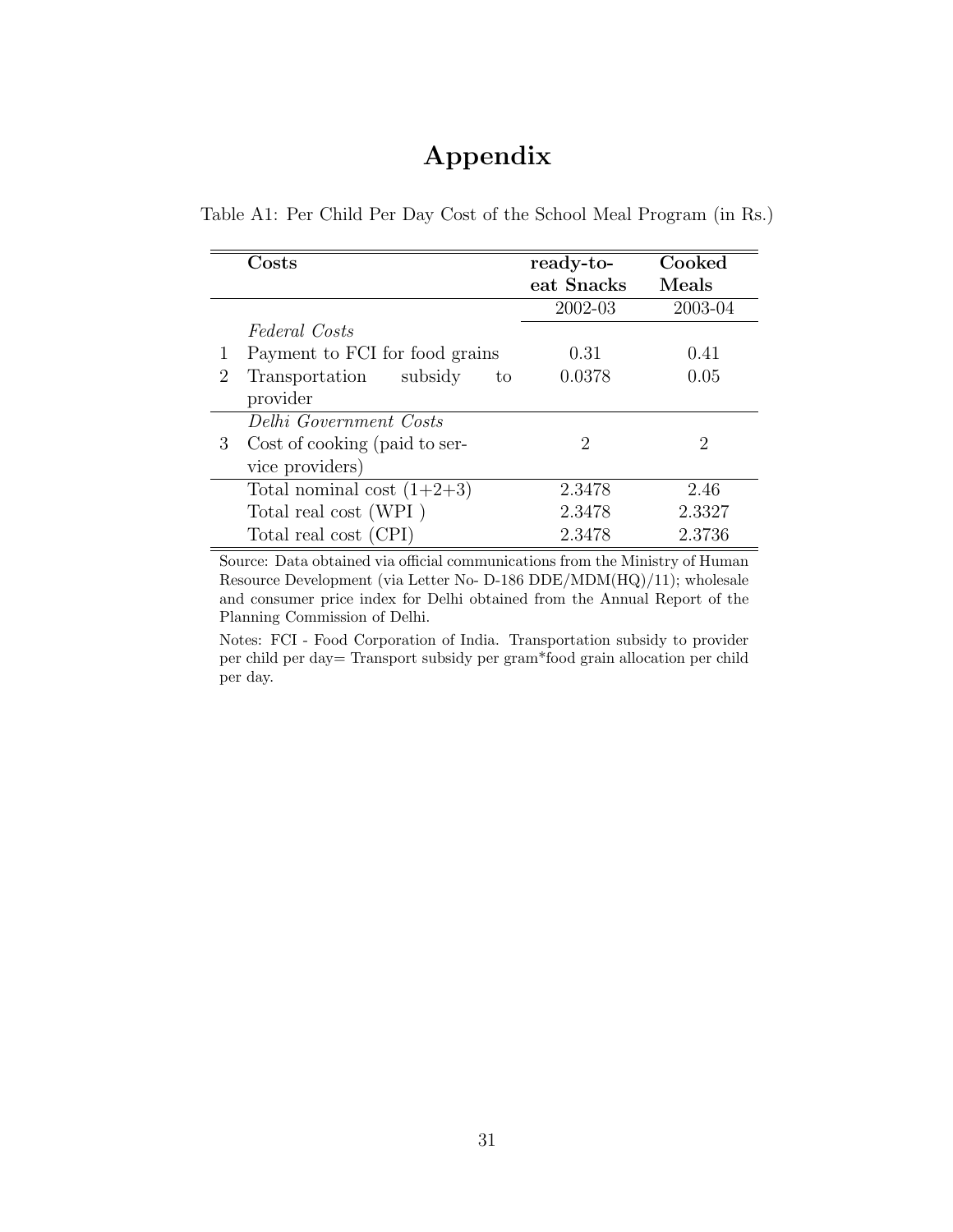# Appendix

Table A1: Per Child Per Day Cost of the School Meal Program (in Rs.)

| | Costs | ready-to-eat Snacks | Cooked Meals |
|---|---|---|---|
| | | 2002-03 | 2003-04 |
| | *Federal Costs* | | |
| 1 | Payment to FCI for food grains | 0.31 | 0.41 |
| 2 | Transportation subsidy to provider | 0.0378 | 0.05 |
| | *Delhi Government Costs* | | |
| 3 | Cost of cooking (paid to service providers) | 2 | 2 |
| | Total nominal cost (1+2+3) | 2.3478 | 2.46 |
| | Total real cost (WPI ) | 2.3478 | 2.3327 |
| | Total real cost (CPI) | 2.3478 | 2.3736 |

Source: Data obtained via official communications from the Ministry of Human Resource Development (via Letter No- D-186 DDE/MDM(HQ)/11); wholesale and consumer price index for Delhi obtained from the Annual Report of the Planning Commission of Delhi.

Notes: FCI - Food Corporation of India. Transportation subsidy to provider per child per day= Transport subsidy per gram*food grain allocation per child per day.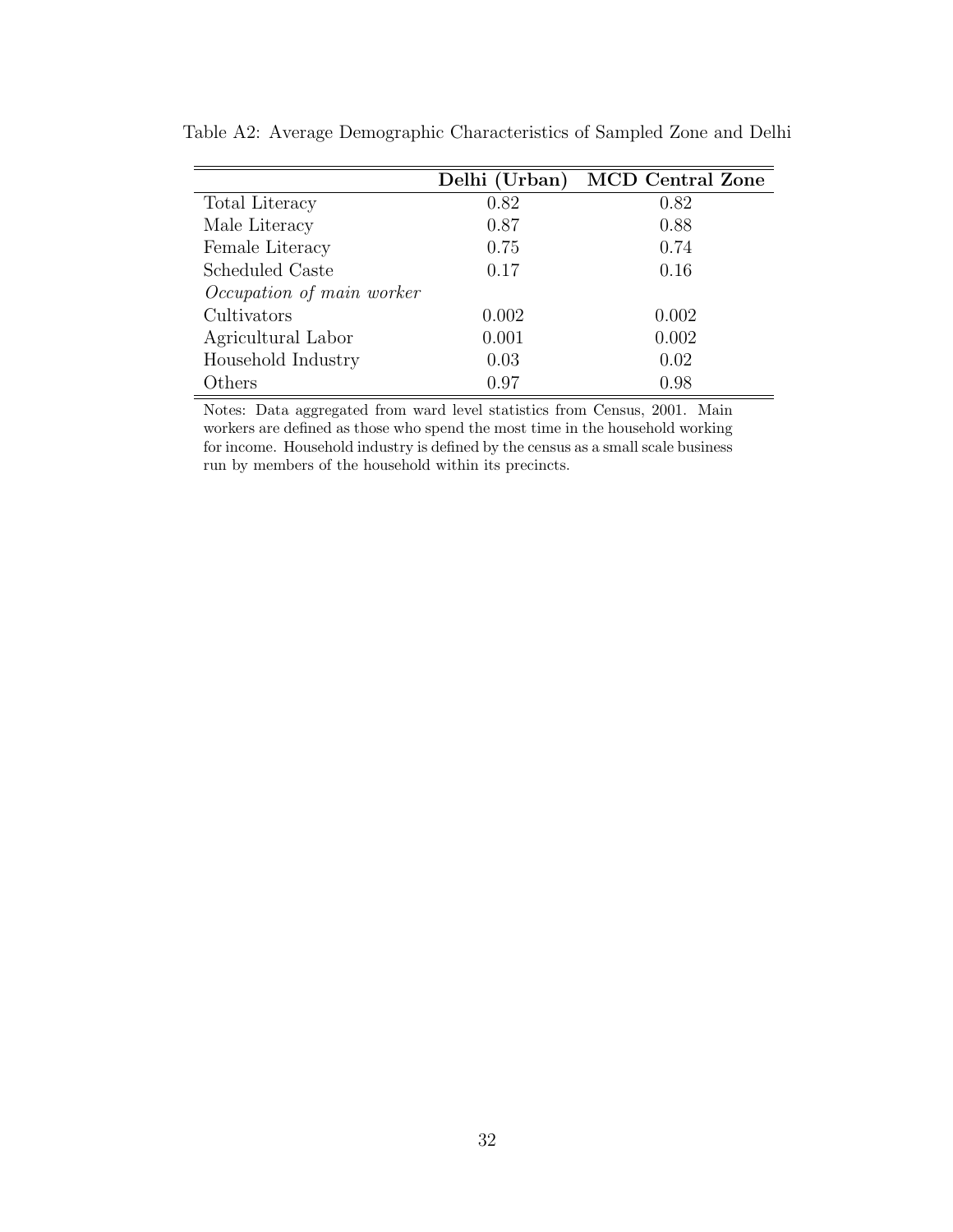Table A2: Average Demographic Characteristics of Sampled Zone and Delhi

| | **Delhi (Urban)** | **MCD Central Zone** |
|---|---|---|
| Total Literacy | 0.82 | 0.82 |
| Male Literacy | 0.87 | 0.88 |
| Female Literacy | 0.75 | 0.74 |
| Scheduled Caste | 0.17 | 0.16 |
| *Occupation of main worker* | | |
| Cultivators | 0.002 | 0.002 |
| Agricultural Labor | 0.001 | 0.002 |
| Household Industry | 0.03 | 0.02 |
| Others | 0.97 | 0.98 |

Notes: Data aggregated from ward level statistics from Census, 2001. Main workers are defined as those who spend the most time in the household working for income. Household industry is defined by the census as a small scale business run by members of the household within its precincts.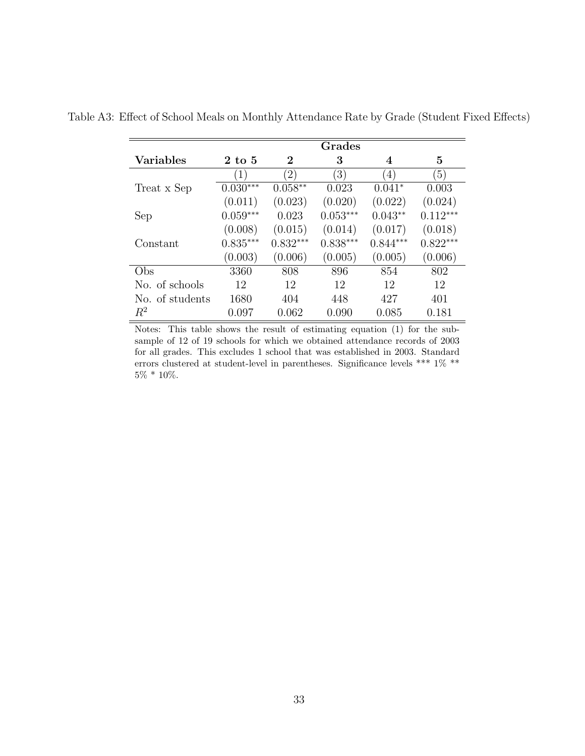Table A3: Effect of School Meals on Monthly Attendance Rate by Grade (Student Fixed Effects)

| | **Grades** | | | | |
|---|---|---|---|---|---|
| **Variables** | **2 to 5** | **2** | **3** | **4** | **5** |
| | (1) | (2) | (3) | (4) | (5) |
| Treat x Sep | 0.030*** | 0.058** | 0.023 | 0.041* | 0.003 |
| | (0.011) | (0.023) | (0.020) | (0.022) | (0.024) |
| Sep | 0.059*** | 0.023 | 0.053*** | 0.043** | 0.112*** |
| | (0.008) | (0.015) | (0.014) | (0.017) | (0.018) |
| Constant | 0.835*** | 0.832*** | 0.838*** | 0.844*** | 0.822*** |
| | (0.003) | (0.006) | (0.005) | (0.005) | (0.006) |
| Obs | 3360 | 808 | 896 | 854 | 802 |
| No. of schools | 12 | 12 | 12 | 12 | 12 |
| No. of students | 1680 | 404 | 448 | 427 | 401 |
| $R^2$ | 0.097 | 0.062 | 0.090 | 0.085 | 0.181 |

Notes: This table shows the result of estimating equation (1) for the subsample of 12 of 19 schools for which we obtained attendance records of 2003 for all grades. This excludes 1 school that was established in 2003. Standard errors clustered at student-level in parentheses. Significance levels *** 1% ** 5% * 10%.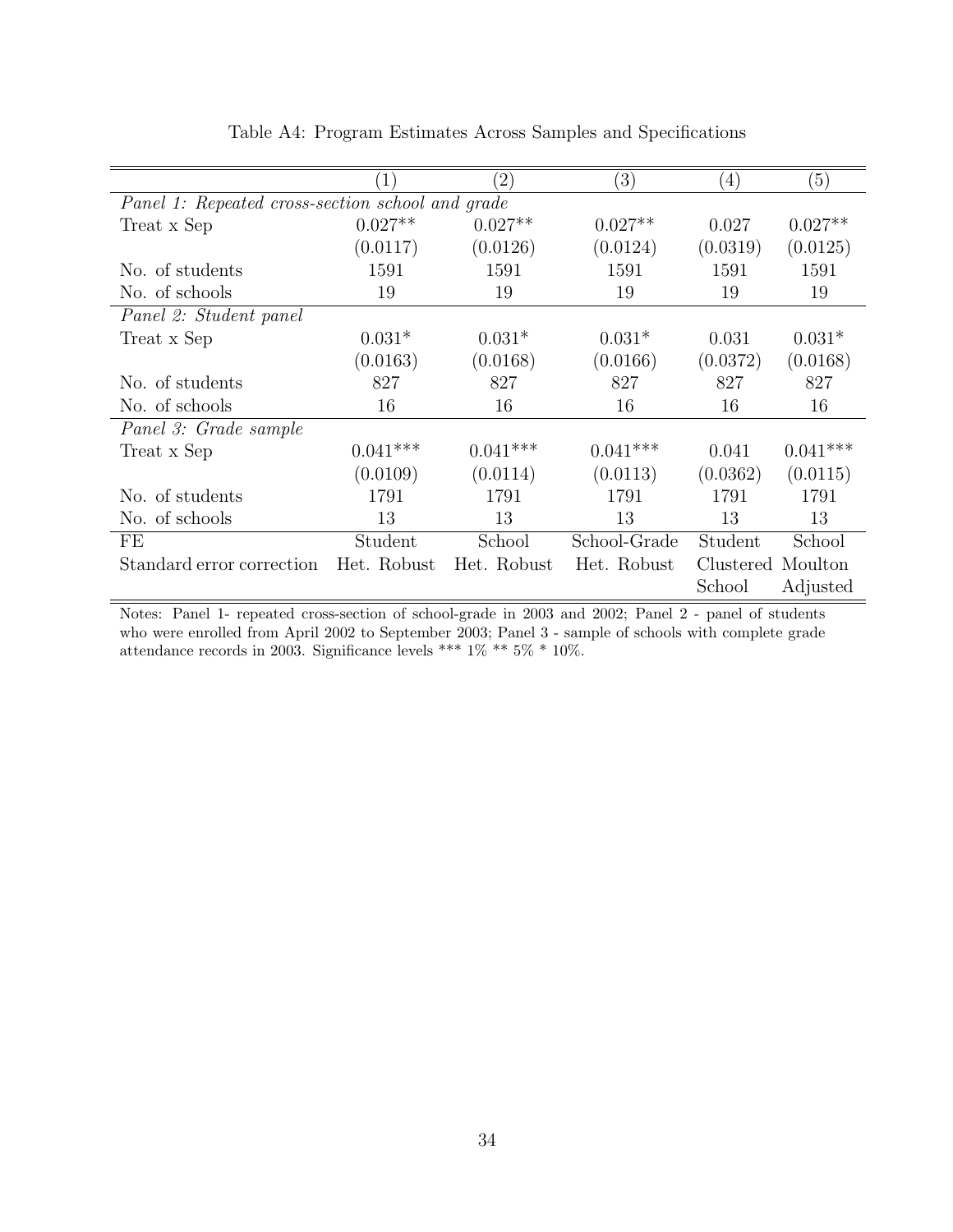Table A4: Program Estimates Across Samples and Specifications

| | (1) | (2) | (3) | (4) | (5) |
|---|---|---|---|---|---|
| *Panel 1: Repeated cross-section school and grade* | | | | | |
| Treat x Sep | 0.027** | 0.027** | 0.027** | 0.027 | 0.027** |
| | (0.0117) | (0.0126) | (0.0124) | (0.0319) | (0.0125) |
| No. of students | 1591 | 1591 | 1591 | 1591 | 1591 |
| No. of schools | 19 | 19 | 19 | 19 | 19 |
| *Panel 2: Student panel* | | | | | |
| Treat x Sep | 0.031* | 0.031* | 0.031* | 0.031 | 0.031* |
| | (0.0163) | (0.0168) | (0.0166) | (0.0372) | (0.0168) |
| No. of students | 827 | 827 | 827 | 827 | 827 |
| No. of schools | 16 | 16 | 16 | 16 | 16 |
| *Panel 3: Grade sample* | | | | | |
| Treat x Sep | 0.041*** | 0.041*** | 0.041*** | 0.041 | 0.041*** |
| | (0.0109) | (0.0114) | (0.0113) | (0.0362) | (0.0115) |
| No. of students | 1791 | 1791 | 1791 | 1791 | 1791 |
| No. of schools | 13 | 13 | 13 | 13 | 13 |
| FE | Student | School | School-Grade | Student | School |
| Standard error correction | Het. Robust | Het. Robust | Het. Robust | Clustered School | Moulton Adjusted |

Notes: Panel 1- repeated cross-section of school-grade in 2003 and 2002; Panel 2 - panel of students who were enrolled from April 2002 to September 2003; Panel 3 - sample of schools with complete grade attendance records in 2003. Significance levels *** 1% ** 5% * 10%.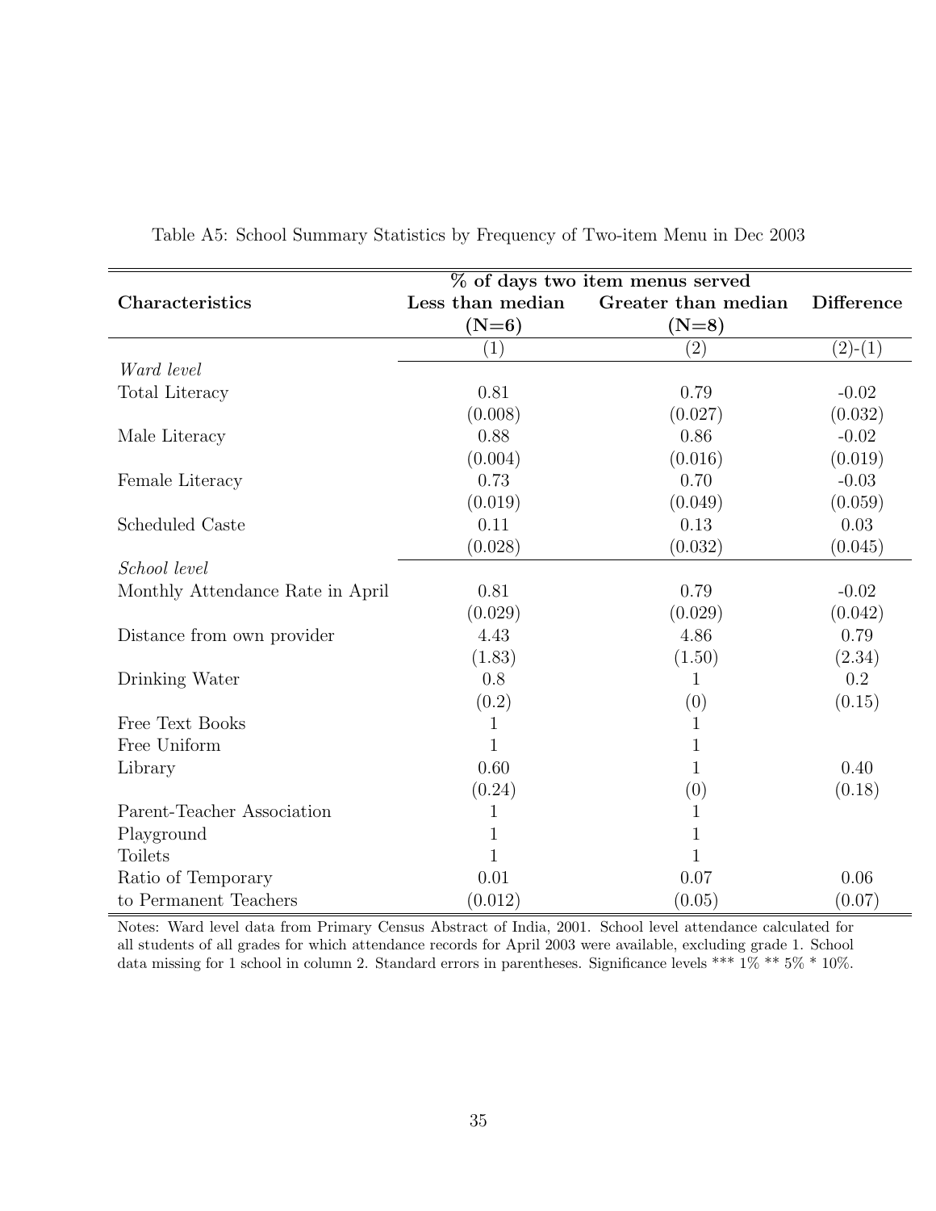Table A5: School Summary Statistics by Frequency of Two-item Menu in Dec 2003

| | % of days two item menus served | | |
|---|---|---|---|
| **Characteristics** | **Less than median (N=6)** | **Greater than median (N=8)** | **Difference** |
| | (1) | (2) | (2)-(1) |
| *Ward level* | | | |
| Total Literacy | 0.81 | 0.79 | -0.02 |
| | (0.008) | (0.027) | (0.032) |
| Male Literacy | 0.88 | 0.86 | -0.02 |
| | (0.004) | (0.016) | (0.019) |
| Female Literacy | 0.73 | 0.70 | -0.03 |
| | (0.019) | (0.049) | (0.059) |
| Scheduled Caste | 0.11 | 0.13 | 0.03 |
| | (0.028) | (0.032) | (0.045) |
| *School level* | | | |
| Monthly Attendance Rate in April | 0.81 | 0.79 | -0.02 |
| | (0.029) | (0.029) | (0.042) |
| Distance from own provider | 4.43 | 4.86 | 0.79 |
| | (1.83) | (1.50) | (2.34) |
| Drinking Water | 0.8 | 1 | 0.2 |
| | (0.2) | (0) | (0.15) |
| Free Text Books | 1 | 1 | |
| Free Uniform | 1 | 1 | |
| Library | 0.60 | 1 | 0.40 |
| | (0.24) | (0) | (0.18) |
| Parent-Teacher Association | 1 | 1 | |
| Playground | 1 | 1 | |
| Toilets | 1 | 1 | |
| Ratio of Temporary | 0.01 | 0.07 | 0.06 |
| to Permanent Teachers | (0.012) | (0.05) | (0.07) |

Notes: Ward level data from Primary Census Abstract of India, 2001. School level attendance calculated for all students of all grades for which attendance records for April 2003 were available, excluding grade 1. School data missing for 1 school in column 2. Standard errors in parentheses. Significance levels *** 1% ** 5% * 10%.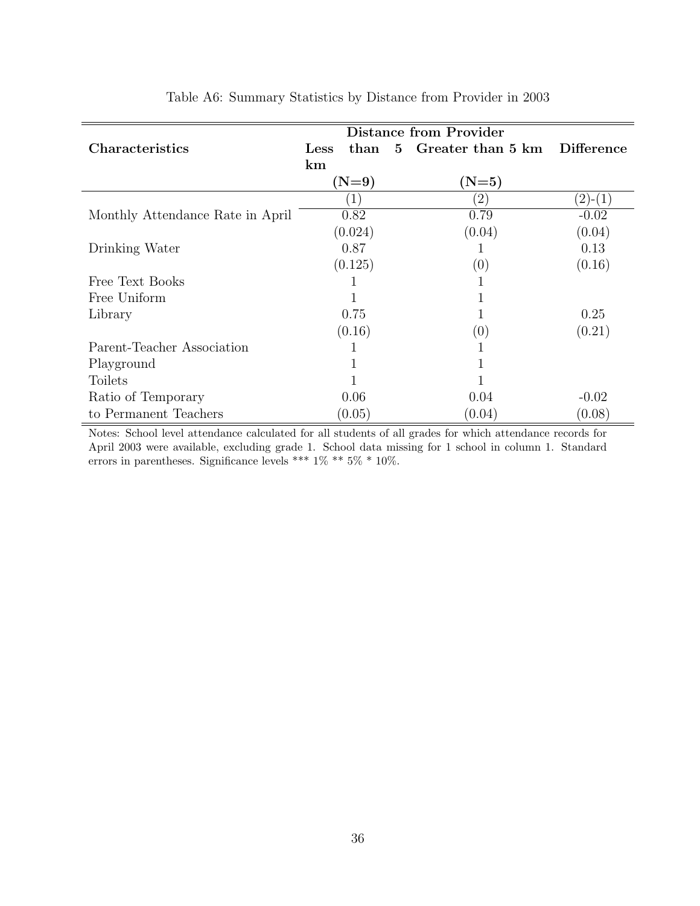Table A6: Summary Statistics by Distance from Provider in 2003

| Characteristics | Distance from Provider | | |
|---|---|---|---|
| | Less than 5 km | Greater than 5 km | Difference |
| | (N=9) | (N=5) | |
| | (1) | (2) | (2)-(1) |
| Monthly Attendance Rate in April | 0.82 | 0.79 | -0.02 |
| | (0.024) | (0.04) | (0.04) |
| Drinking Water | 0.87 | 1 | 0.13 |
| | (0.125) | (0) | (0.16) |
| Free Text Books | 1 | 1 | |
| Free Uniform | 1 | 1 | |
| Library | 0.75 | 1 | 0.25 |
| | (0.16) | (0) | (0.21) |
| Parent-Teacher Association | 1 | 1 | |
| Playground | 1 | 1 | |
| Toilets | 1 | 1 | |
| Ratio of Temporary to Permanent Teachers | 0.06 | 0.04 | -0.02 |
| | (0.05) | (0.04) | (0.08) |

Notes: School level attendance calculated for all students of all grades for which attendance records for April 2003 were available, excluding grade 1. School data missing for 1 school in column 1. Standard errors in parentheses. Significance levels *** 1% ** 5% * 10%.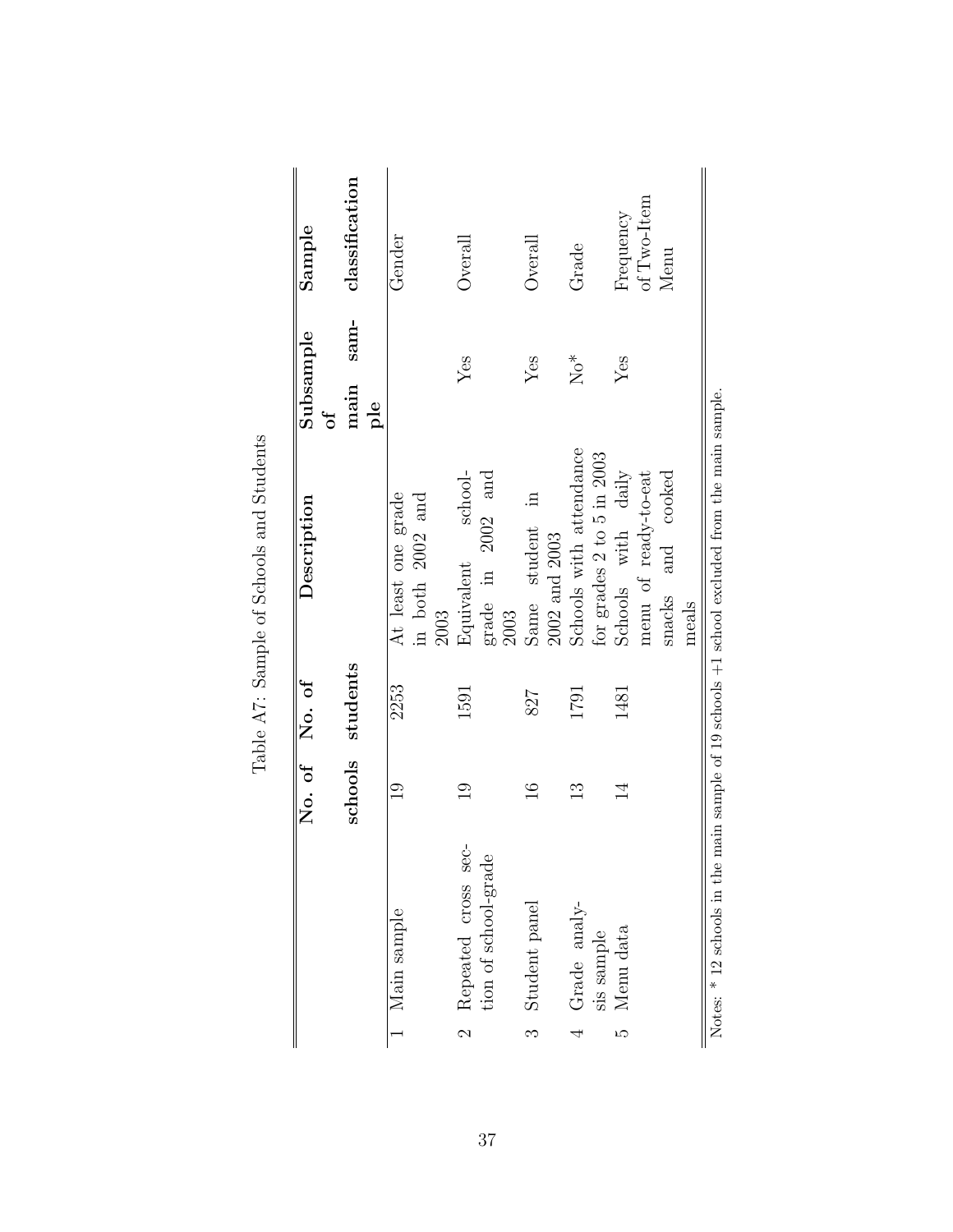Table A7: Sample of Schools and Students

| | | No. of schools | No. of students | Description | Subsample of main sample | Sample classification |
|---|---|---|---|---|---|---|
| 1 | Main sample | 19 | 2253 | At least one grade in both 2002 and 2003 | | Gender |
| 2 | Repeated cross section of school-grade | 19 | 1591 | Equivalent school-grade in 2002 and 2003 | Yes | Overall |
| 3 | Student panel | 16 | 827 | Same student in 2002 and 2003 | Yes | Overall |
| 4 | Grade analysis sample | 13 | 1791 | Schools with attendance for grades 2 to 5 in 2003 | No* | Grade |
| 5 | Menu data | 14 | 1481 | Schools with daily menu of ready-to-eat snacks and cooked meals | Yes | Frequency of Two-Item Menu |

Notes: * 12 schools in the main sample of 19 schools +1 school excluded from the main sample.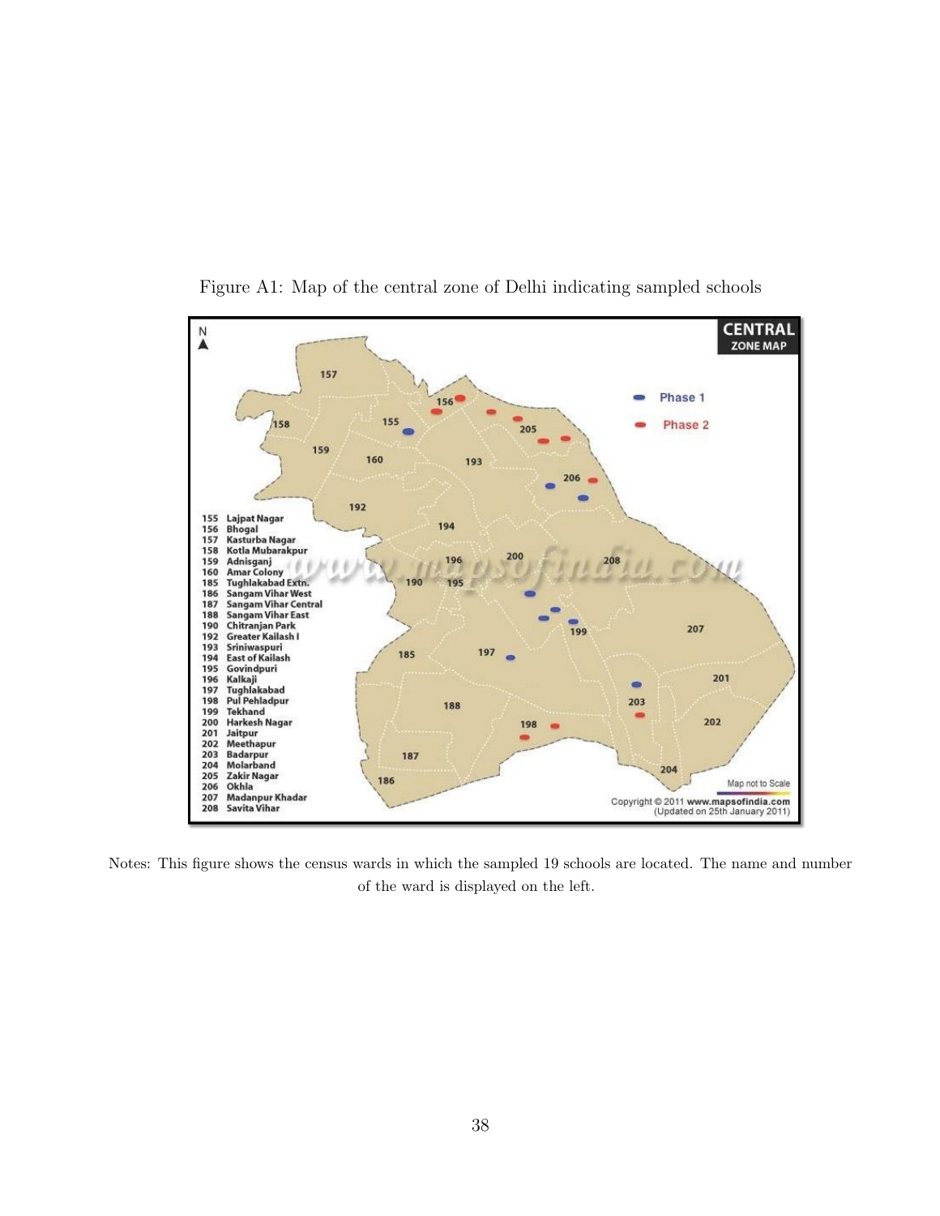Figure A1: Map of the central zone of Delhi indicating sampled schools

CENTRAL
ZONE MAP

N

Phase 1

Phase 2

157
156
155
158
159
160
205
193
206
192
194
196
200
208
190
195
199
207
185
197
201
203
188
198
202
187
204
186

155 Lajpat Nagar
156 Bhogal
157 Kasturba Nagar
158 Kotla Mubarakpur
159 Adnisganj
160 Amar Colony
185 Tughlakabad Extn.
186 Sangam Vihar West
187 Sangam Vihar Central
188 Sangam Vihar East
190 Chitranjan Park
192 Greater Kailash I
193 Sriniwaspuri
194 East of Kailash
195 Govindpuri
196 Kalkaji
197 Tughlakabad
198 Pul Pehladpur
199 Tekhand
200 Harkesh Nagar
201 Jaitpur
202 Meethapur
203 Badarpur
204 Molarband
205 Zakir Nagar
206 Okhla
207 Madanpur Khadar
208 Savita Vihar

www.mapsofindia.com

Map not to Scale

Copyright © 2011 www.mapsofindia.com
(Updated on 25th January 2011)

Notes: This figure shows the census wards in which the sampled 19 schools are located. The name and number of the ward is displayed on the left.